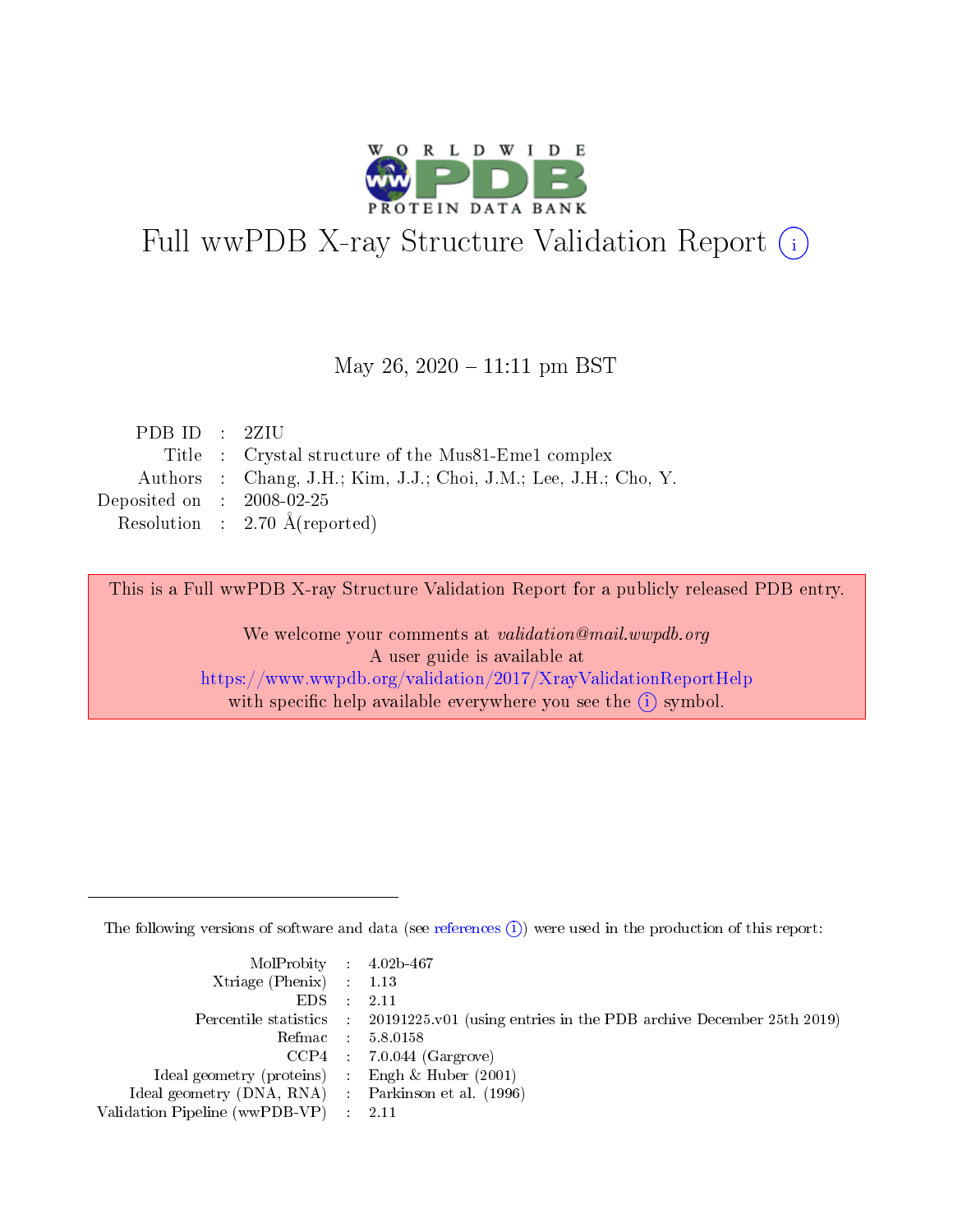# Full wwPDB X-ray Structure Validation Report (i)

May 26, 2020 – 11:11 pm BST

| | | |
|---|---|---|
| PDB ID | : | 2ZIU |
| Title | : | Crystal structure of the Mus81-Eme1 complex |
| Authors | : | Chang, J.H.; Kim, J.J.; Choi, J.M.; Lee, J.H.; Cho, Y. |
| Deposited on | : | 2008-02-25 |
| Resolution | : | 2.70 Å(reported) |

This is a Full wwPDB X-ray Structure Validation Report for a publicly released PDB entry.

We welcome your comments at *validation@mail.wwpdb.org*
A user guide is available at
https://www.wwpdb.org/validation/2017/XrayValidationReportHelp
with specific help available everywhere you see the (i) symbol.

---

The following versions of software and data (see references (i)) were used in the production of this report:

| | | |
|---|---|---|
| MolProbity | : | 4.02b-467 |
| Xtriage (Phenix) | : | 1.13 |
| EDS | : | 2.11 |
| Percentile statistics | : | 20191225.v01 (using entries in the PDB archive December 25th 2019) |
| Refmac | : | 5.8.0158 |
| CCP4 | : | 7.0.044 (Gargrove) |
| Ideal geometry (proteins) | : | Engh & Huber (2001) |
| Ideal geometry (DNA, RNA) | : | Parkinson et al. (1996) |
| Validation Pipeline (wwPDB-VP) | : | 2.11 |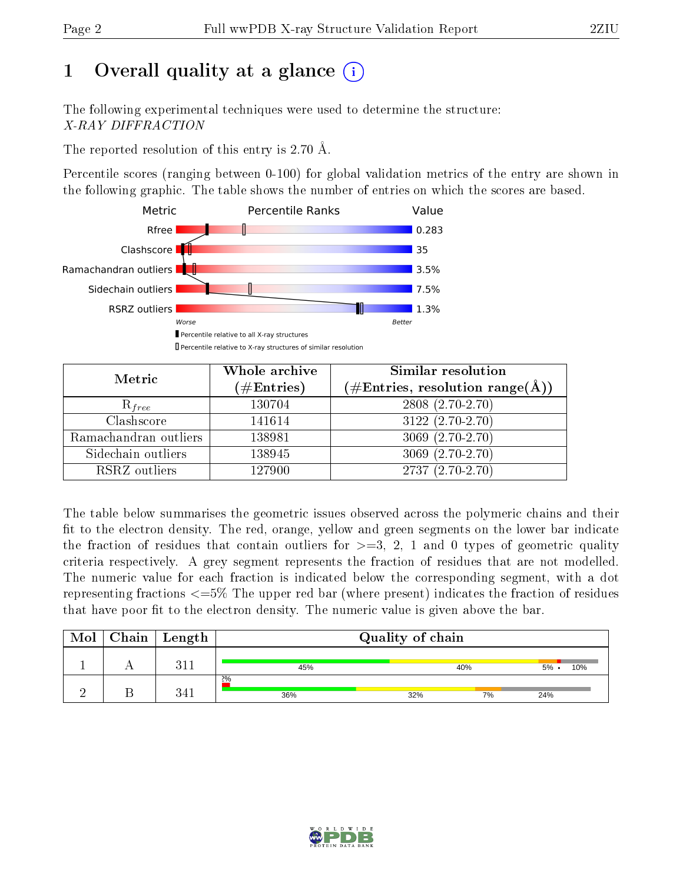# 1 Overall quality at a glance

The following experimental techniques were used to determine the structure:
*X-RAY DIFFRACTION*

The reported resolution of this entry is 2.70 Å.

Percentile scores (ranging between 0-100) for global validation metrics of the entry are shown in the following graphic. The table shows the number of entries on which the scores are based.

| Metric | Value |
|---|---|
| Rfree | 0.283 |
| Clashscore | 35 |
| Ramachandran outliers | 3.5% |
| Sidechain outliers | 7.5% |
| RSRZ outliers | 1.3% |

Worse — Better

Percentile relative to all X-ray structures
Percentile relative to X-ray structures of similar resolution

| Metric | Whole archive (#Entries) | Similar resolution (#Entries, resolution range(Å)) |
|---|---|---|
| $R_{free}$ | 130704 | 2808 (2.70-2.70) |
| Clashscore | 141614 | 3122 (2.70-2.70) |
| Ramachandran outliers | 138981 | 3069 (2.70-2.70) |
| Sidechain outliers | 138945 | 3069 (2.70-2.70) |
| RSRZ outliers | 127900 | 2737 (2.70-2.70) |

The table below summarises the geometric issues observed across the polymeric chains and their fit to the electron density. The red, orange, yellow and green segments on the lower bar indicate the fraction of residues that contain outliers for >=3, 2, 1 and 0 types of geometric quality criteria respectively. A grey segment represents the fraction of residues that are not modelled. The numeric value for each fraction is indicated below the corresponding segment, with a dot representing fractions <=5% The upper red bar (where present) indicates the fraction of residues that have poor fit to the electron density. The numeric value is given above the bar.

| Mol | Chain | Length | Quality of chain |
|---|---|---|---|
| 1 | A | 311 | 45% / 40% / 5% / • / 10% |
| 2 | B | 341 | 2% (upper bar); 36% / 32% / 7% / 24% |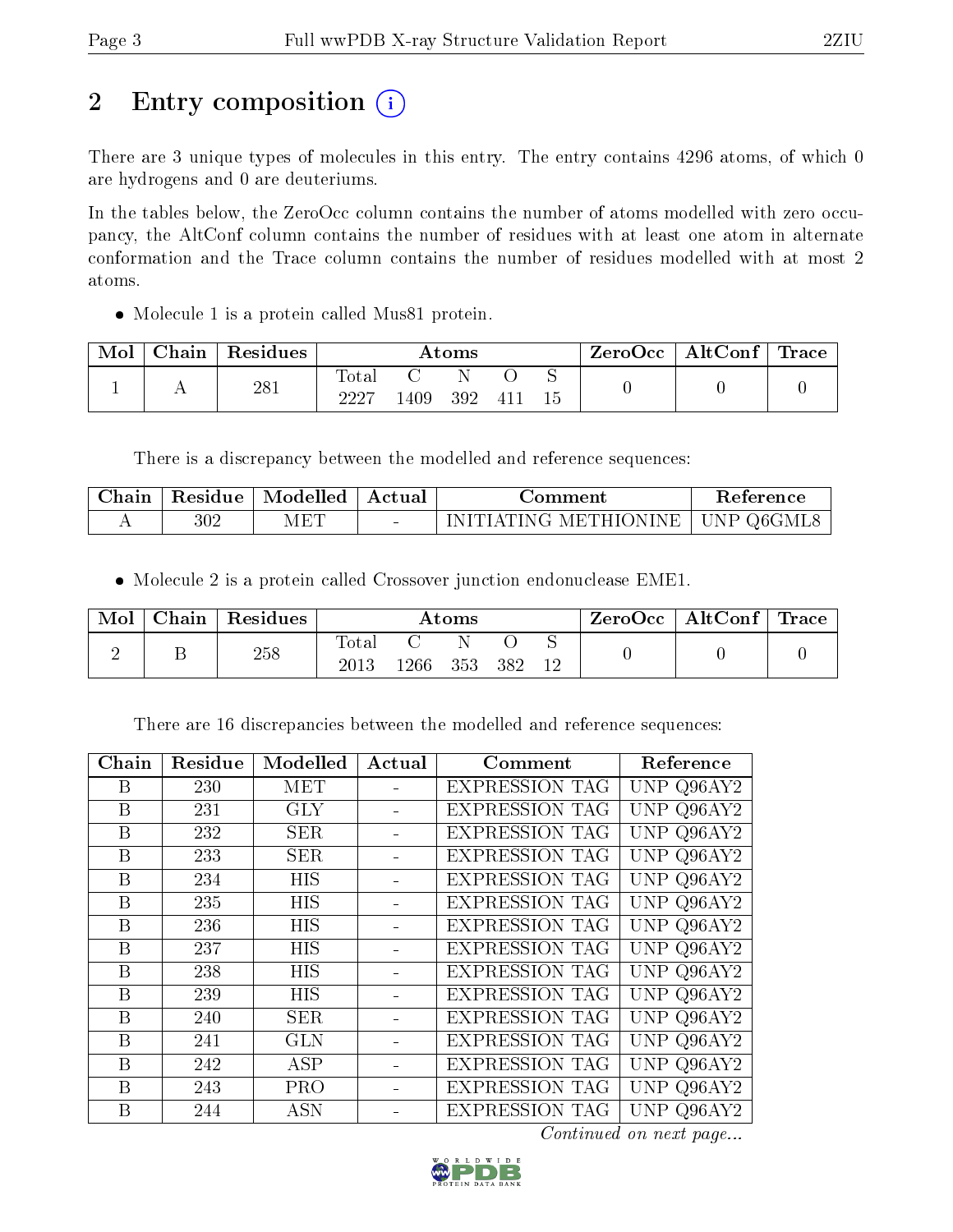# 2 Entry composition

There are 3 unique types of molecules in this entry. The entry contains 4296 atoms, of which 0 are hydrogens and 0 are deuteriums.

In the tables below, the ZeroOcc column contains the number of atoms modelled with zero occupancy, the AltConf column contains the number of residues with at least one atom in alternate conformation and the Trace column contains the number of residues modelled with at most 2 atoms.

- Molecule 1 is a protein called Mus81 protein.

| Mol | Chain | Residues | Atoms | | | | | ZeroOcc | AltConf | Trace |
|---|---|---|---|---|---|---|---|---|---|---|
| 1 | A | 281 | Total | C | N | O | S | 0 | 0 | 0 |
| | | | 2227 | 1409 | 392 | 411 | 15 | | | |

There is a discrepancy between the modelled and reference sequences:

| Chain | Residue | Modelled | Actual | Comment | Reference |
|---|---|---|---|---|---|
| A | 302 | MET | - | INITIATING METHIONINE | UNP Q6GML8 |

- Molecule 2 is a protein called Crossover junction endonuclease EME1.

| Mol | Chain | Residues | Atoms | | | | | ZeroOcc | AltConf | Trace |
|---|---|---|---|---|---|---|---|---|---|---|
| 2 | B | 258 | Total | C | N | O | S | 0 | 0 | 0 |
| | | | 2013 | 1266 | 353 | 382 | 12 | | | |

There are 16 discrepancies between the modelled and reference sequences:

| Chain | Residue | Modelled | Actual | Comment | Reference |
|---|---|---|---|---|---|
| B | 230 | MET | - | EXPRESSION TAG | UNP Q96AY2 |
| B | 231 | GLY | - | EXPRESSION TAG | UNP Q96AY2 |
| B | 232 | SER | - | EXPRESSION TAG | UNP Q96AY2 |
| B | 233 | SER | - | EXPRESSION TAG | UNP Q96AY2 |
| B | 234 | HIS | - | EXPRESSION TAG | UNP Q96AY2 |
| B | 235 | HIS | - | EXPRESSION TAG | UNP Q96AY2 |
| B | 236 | HIS | - | EXPRESSION TAG | UNP Q96AY2 |
| B | 237 | HIS | - | EXPRESSION TAG | UNP Q96AY2 |
| B | 238 | HIS | - | EXPRESSION TAG | UNP Q96AY2 |
| B | 239 | HIS | - | EXPRESSION TAG | UNP Q96AY2 |
| B | 240 | SER | - | EXPRESSION TAG | UNP Q96AY2 |
| B | 241 | GLN | - | EXPRESSION TAG | UNP Q96AY2 |
| B | 242 | ASP | - | EXPRESSION TAG | UNP Q96AY2 |
| B | 243 | PRO | - | EXPRESSION TAG | UNP Q96AY2 |
| B | 244 | ASN | - | EXPRESSION TAG | UNP Q96AY2 |

*Continued on next page...*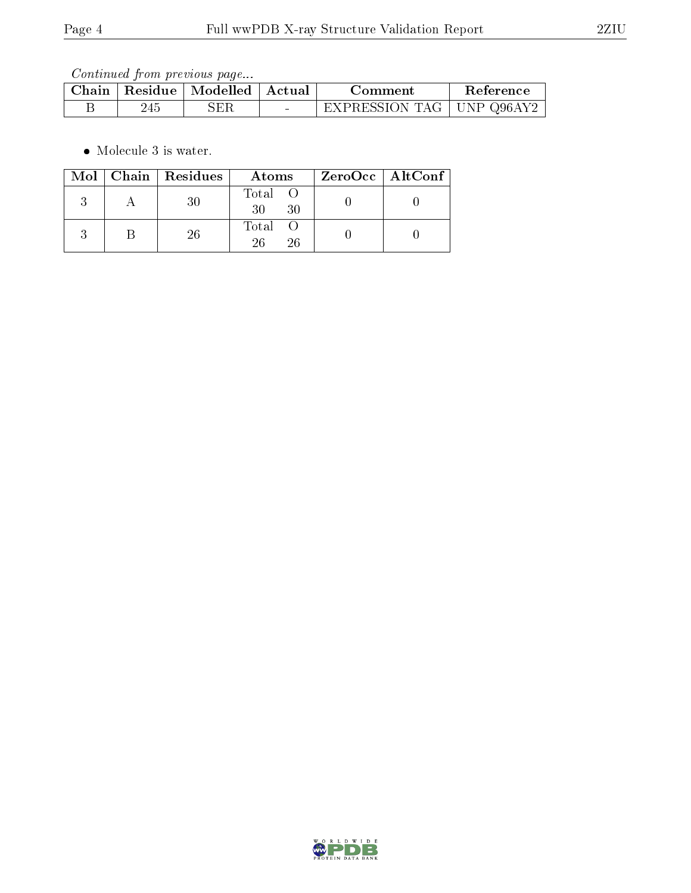*Continued from previous page...*

| Chain | Residue | Modelled | Actual | Comment | Reference |
|---|---|---|---|---|---|
| B | 245 | SER | - | EXPRESSION TAG | UNP Q96AY2 |

- Molecule 3 is water.

| Mol | Chain | Residues | Atoms | ZeroOcc | AltConf |
|---|---|---|---|---|---|
| 3 | A | 30 | Total O<br>30 30 | 0 | 0 |
| 3 | B | 26 | Total O<br>26 26 | 0 | 0 |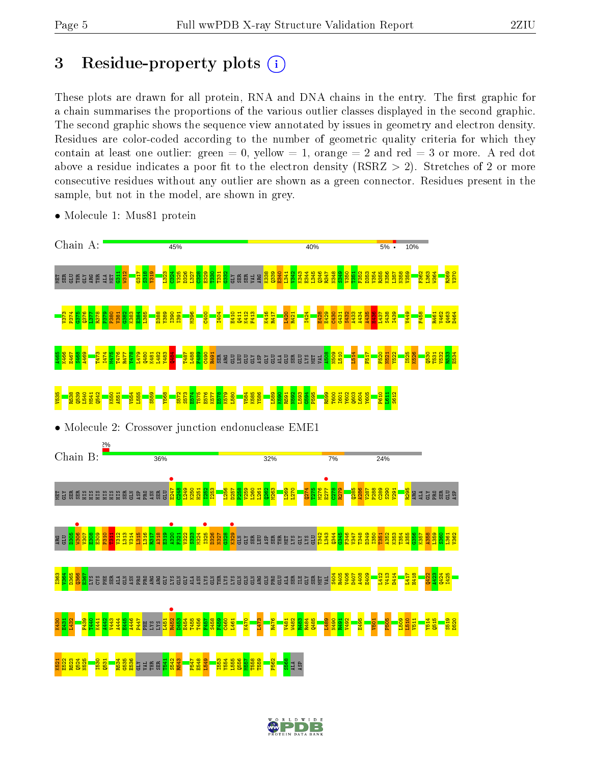# 3 Residue-property plots

These plots are drawn for all protein, RNA and DNA chains in the entry. The first graphic for a chain summarises the proportions of the various outlier classes displayed in the second graphic. The second graphic shows the sequence view annotated by issues in geometry and electron density. Residues are color-coded according to the number of geometric quality criteria for which they contain at least one outlier: green = 0, yellow = 1, orange = 2 and red = 3 or more. A red dot above a residue indicates a poor fit to the electron density (RSRZ > 2). Stretches of 2 or more consecutive residues without any outlier are shown as a green connector. Residues present in the sample, but not in the model, are shown in grey.

- Molecule 1: Mus81 protein

Chain A: 45% 40% 5% • 10%

MET SER GLU THR GLY ARG THR ALA MET G311 W312 G317 S318 Y319 L323 C324 V325 D326 L327 C328 E329 T330 T331 G332 GLY SER SER VAL ARG K338 Q339 R340 L341 V342 K343 E344 L345 Q346 R347 N348 S349 V350 T351 F352 D353 V354 R355 K356 L357 N358 V359 F362 L363 W364 R369 V370 V373 P374 G375 Q376 L377 R378 P379 P380 V381 G382 K383 E384 L385 D388 Y389 I390 I391 M396 C400 I404 E410 Q411 K412 F413 K416 R417 L420 R421 I424 E428 E429 C430 G431 S432 A433 A434 A435 H436 L437 S438 I439 V449 F458 R461 V462 Q463 D464 A465 K466 E467 S468 A469 T473 I474 M475 T476 R477 Y478 L479 Q480 K481 L482 Y483 Q484 T487 L488 F489 C490 R491 SER ARG GLU LEU GLU GLY ASP GLY GLU ALA GLU SER GLU LYS MET VAL A508 N509 L510 L514 F517 F520 N521 V522 I525 K526 Q530 T531 V532 R533 E534 V535 R538 Q539 L540 M541 Q542 K550 A551 V554 L555 S559 Y568 S572 S573 E574 T575 E576 K577 E578 K579 L580 V584 K585 Y586 L589 K590 R591 N592 L593 G594 P595 R599 T600 I601 Y602 Q603 L604 Y605 P610 L611 S612

- Molecule 2: Crossover junction endonuclease EME1

Chain B: 2% 36% 32% 7% 24%

MET GLY SER SER HIS HIS HIS HIS HIS HIS SER GLN ASP PRO ASN SER GLU E247 C248 E249 K250 H251 L252 L253 L256 D257 P258 V259 L260 L261 Q262 M263 L269 L270 Q274 Y275 M276 E277 C278 R279 Q285 A286 V287 F288 C289 S290 V291 R295 ARG ALA GLY PRO SER GLU ASP ARG GLU D305 W306 V307 E308 E309 P310 T311 V312 L313 V314 L315 L316 R317 A318 E319 A320 F321 V322 M323 M324 I325 D326 N327 G328 K329 GLN GLY SER LEU ASP SER THR MET LYS GLY GLU T342 L343 Q344 G345 F346 V347 T348 D349 I350 T351 A352 K353 T354 A355 G356 K357 A358 L359 S360 L361 V362 I363 Q364 L365 Q366 E367 LYS CYS PHE SER ALA GLN ASN PRO PRO ARG ARG GLY LYS GLN GLY ALA ASN LYS GLN THR LYS LYS GLN GLN GLN ARG GLN PRO GLU ALA SER ILE GLY SER MET VAL S404 R405 V406 D407 A408 E409 L412 V413 D414 L417 H418 Q422 A423 Q424 I425 K430 E431 L432 F439 T440 K441 A442 V443 A444 E445 A446 P447 GLY PHE LYS LYS L451 R452 D453 Y454 T455 T456 F457 S458 F459 C460 L461 K470 L473 R476 V481 W482 R483 L484 Q485 L489 N490 R491 V492 E495 V501 P505 L509 L510 V511 Y514 Q515 S519 D520 K521 E522 R523 Q524 N525 I530 Q531 R534 G535 E536 GLY VAL THR SER T541 S542 R543 P547 E548 L549 I553 Y554 L555 Q556 M557 T558 T559 F562 S568 ALA ASP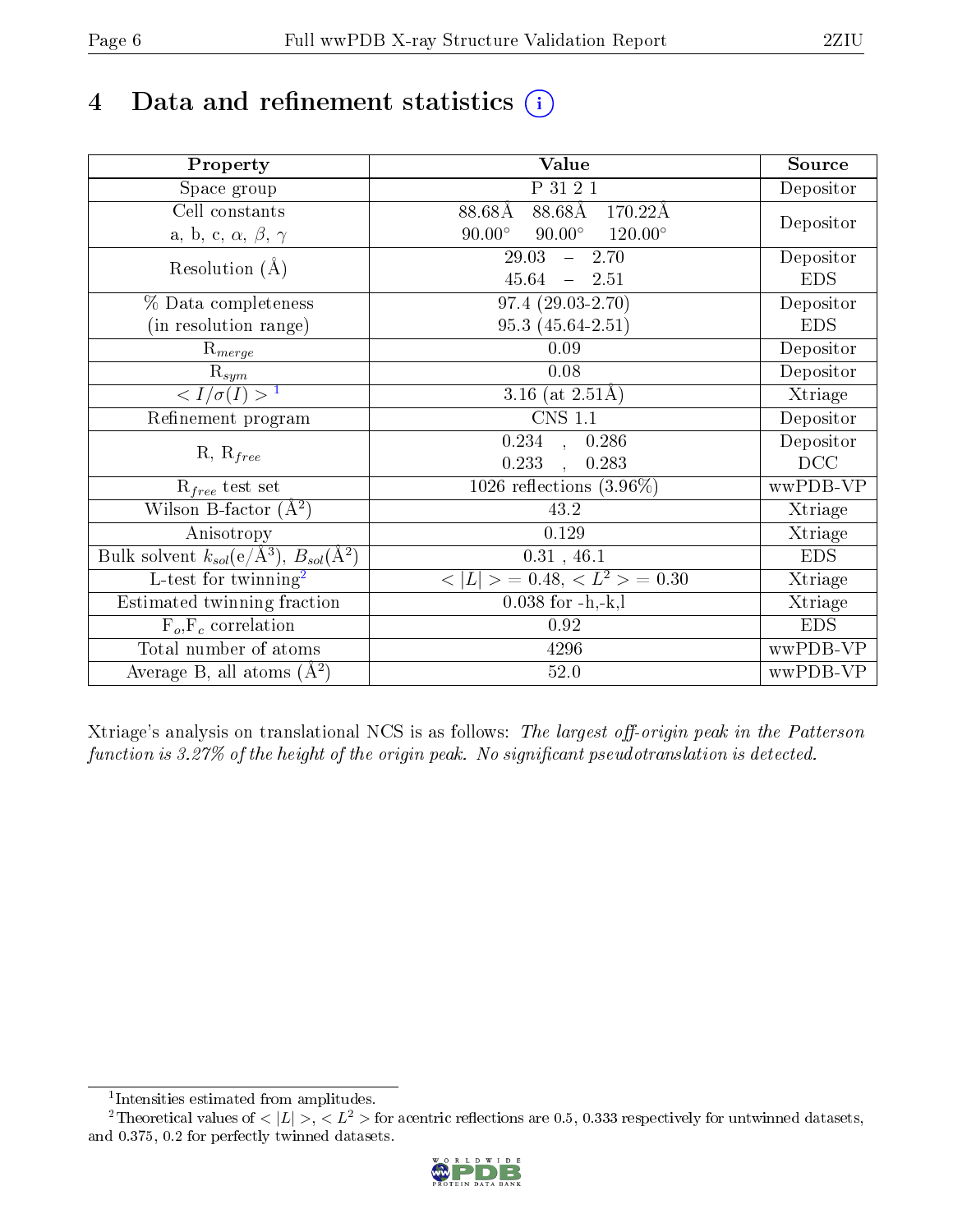# 4 Data and refinement statistics

| Property | Value | Source |
|---|---|---|
| Space group | P 31 2 1 | Depositor |
| Cell constants<br>a, b, c, $\alpha$, $\beta$, $\gamma$ | 88.68Å 88.68Å 170.22Å<br>90.00° 90.00° 120.00° | Depositor |
| Resolution (Å) | 29.03 – 2.70<br>45.64 – 2.51 | Depositor<br>EDS |
| % Data completeness<br>(in resolution range) | 97.4 (29.03-2.70)<br>95.3 (45.64-2.51) | Depositor<br>EDS |
| $R_{merge}$ | 0.09 | Depositor |
| $R_{sym}$ | 0.08 | Depositor |
| $< I/\sigma(I) >$ [1] | 3.16 (at 2.51Å) | Xtriage |
| Refinement program | CNS 1.1 | Depositor |
| R, $R_{free}$ | 0.234 , 0.286<br>0.233 , 0.283 | Depositor<br>DCC |
| $R_{free}$ test set | 1026 reflections (3.96%) | wwPDB-VP |
| Wilson B-factor (Å$^2$) | 43.2 | Xtriage |
| Anisotropy | 0.129 | Xtriage |
| Bulk solvent $k_{sol}$(e/Å$^3$), $B_{sol}$(Å$^2$) | 0.31 , 46.1 | EDS |
| L-test for twinning[2] | $< \lvert L \rvert >$ = 0.48, $< L^2 >$ = 0.30 | Xtriage |
| Estimated twinning fraction | 0.038 for -h,-k,l | Xtriage |
| $F_o$,$F_c$ correlation | 0.92 | EDS |
| Total number of atoms | 4296 | wwPDB-VP |
| Average B, all atoms (Å$^2$) | 52.0 | wwPDB-VP |

Xtriage's analysis on translational NCS is as follows: *The largest off-origin peak in the Patterson function is 3.27% of the height of the origin peak. No significant pseudotranslation is detected.*

[1] Intensities estimated from amplitudes.

[2] Theoretical values of $< \lvert L \rvert >$, $< L^2 >$ for acentric reflections are 0.5, 0.333 respectively for untwinned datasets, and 0.375, 0.2 for perfectly twinned datasets.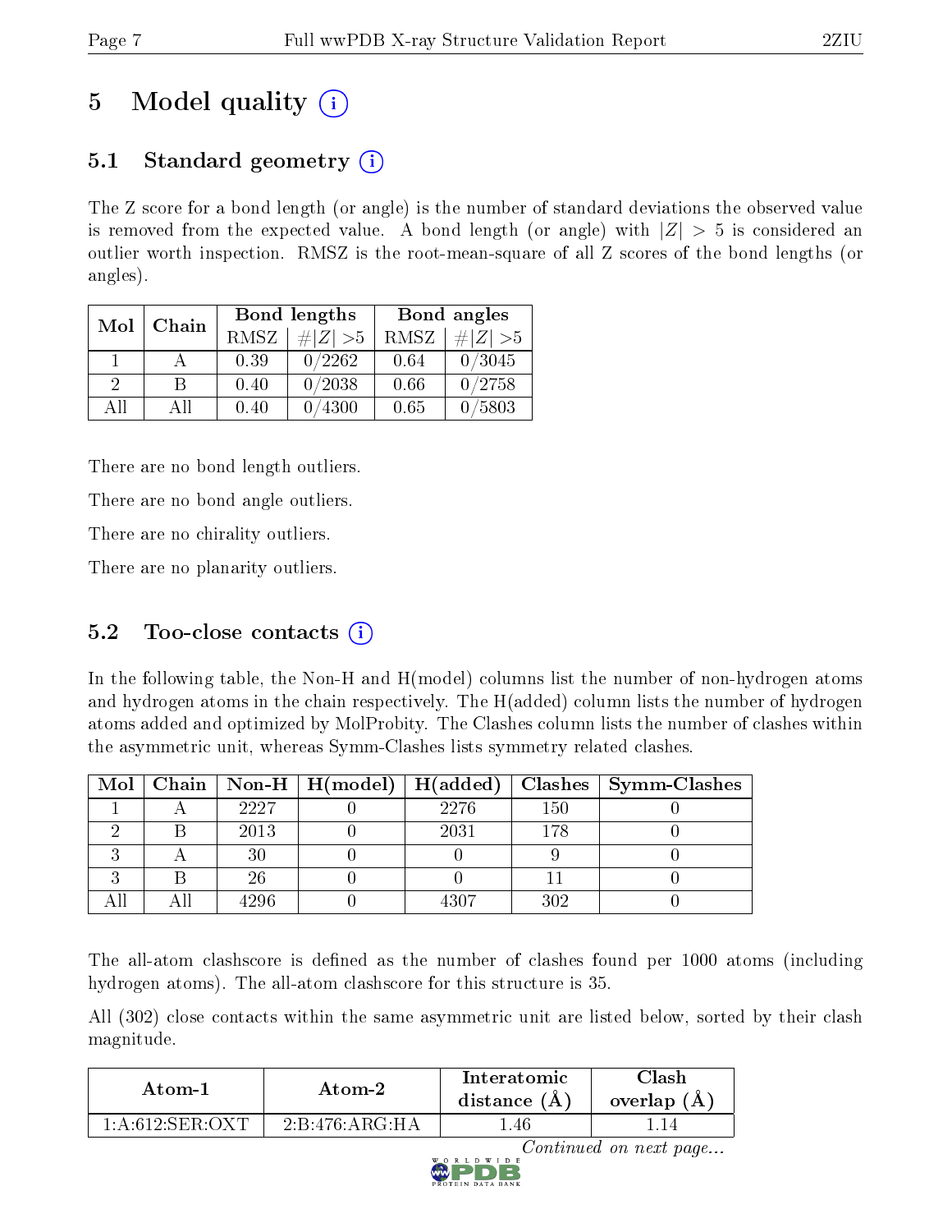# 5 Model quality

## 5.1 Standard geometry

The Z score for a bond length (or angle) is the number of standard deviations the observed value is removed from the expected value. A bond length (or angle) with $|Z| > 5$ is considered an outlier worth inspection. RMSZ is the root-mean-square of all Z scores of the bond lengths (or angles).

| Mol | Chain | Bond lengths | | Bond angles | |
|---|---|---|---|---|---|
| | | RMSZ | $\#\|Z\| > 5$ | RMSZ | $\#\|Z\| > 5$ |
| 1 | A | 0.39 | 0/2262 | 0.64 | 0/3045 |
| 2 | B | 0.40 | 0/2038 | 0.66 | 0/2758 |
| All | All | 0.40 | 0/4300 | 0.65 | 0/5803 |

There are no bond length outliers.

There are no bond angle outliers.

There are no chirality outliers.

There are no planarity outliers.

## 5.2 Too-close contacts

In the following table, the Non-H and H(model) columns list the number of non-hydrogen atoms and hydrogen atoms in the chain respectively. The H(added) column lists the number of hydrogen atoms added and optimized by MolProbity. The Clashes column lists the number of clashes within the asymmetric unit, whereas Symm-Clashes lists symmetry related clashes.

| Mol | Chain | Non-H | H(model) | H(added) | Clashes | Symm-Clashes |
|---|---|---|---|---|---|---|
| 1 | A | 2227 | 0 | 2276 | 150 | 0 |
| 2 | B | 2013 | 0 | 2031 | 178 | 0 |
| 3 | A | 30 | 0 | 0 | 9 | 0 |
| 3 | B | 26 | 0 | 0 | 11 | 0 |
| All | All | 4296 | 0 | 4307 | 302 | 0 |

The all-atom clashscore is defined as the number of clashes found per 1000 atoms (including hydrogen atoms). The all-atom clashscore for this structure is 35.

All (302) close contacts within the same asymmetric unit are listed below, sorted by their clash magnitude.

| Atom-1 | Atom-2 | Interatomic distance (Å) | Clash overlap (Å) |
|---|---|---|---|
| 1:A:612:SER:OXT | 2:B:476:ARG:HA | 1.46 | 1.14 |

*Continued on next page...*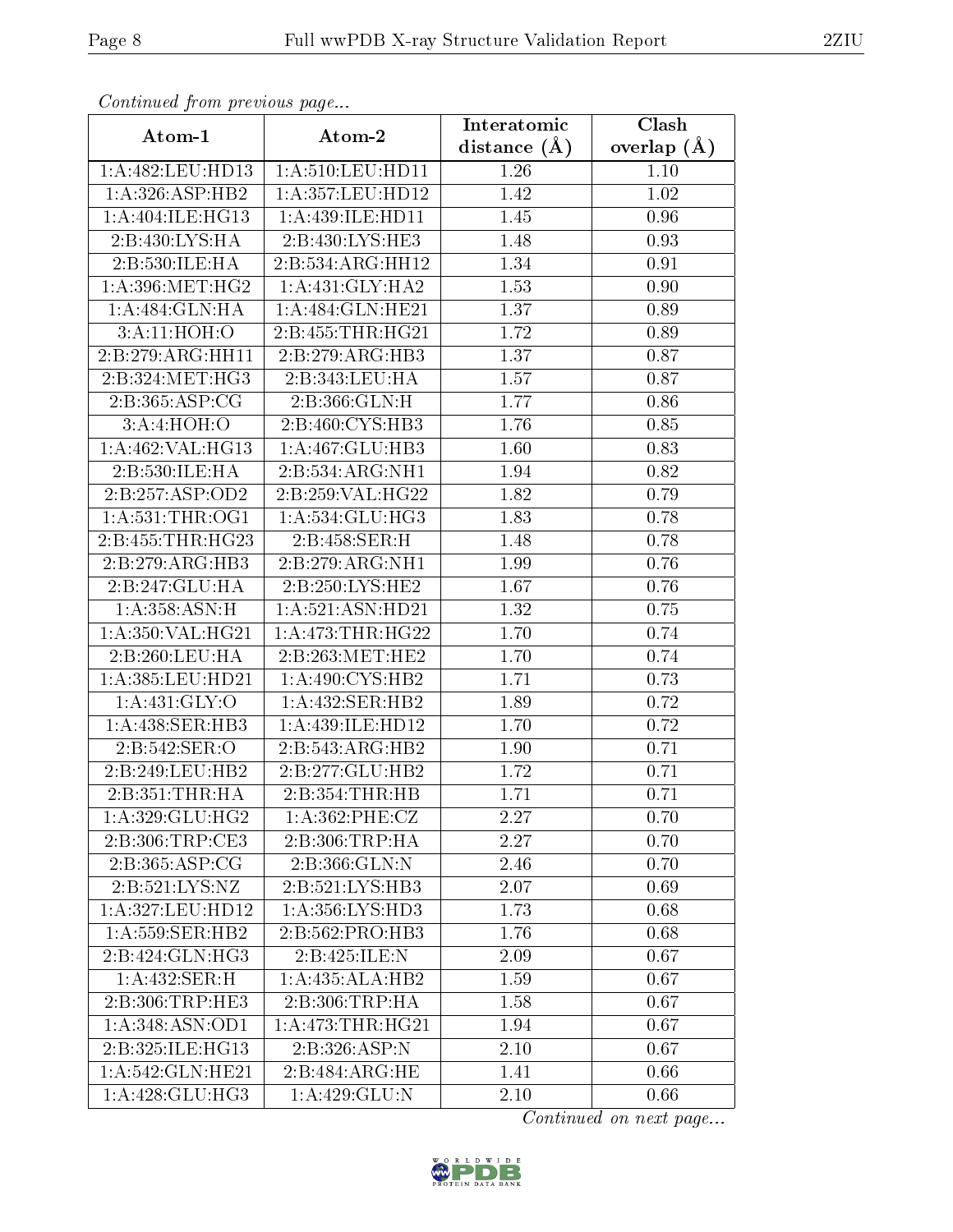*Continued from previous page...*

| Atom-1 | Atom-2 | Interatomic distance (Å) | Clash overlap (Å) |
|---|---|---|---|
| 1:A:482:LEU:HD13 | 1:A:510:LEU:HD11 | 1.26 | 1.10 |
| 1:A:326:ASP:HB2 | 1:A:357:LEU:HD12 | 1.42 | 1.02 |
| 1:A:404:ILE:HG13 | 1:A:439:ILE:HD11 | 1.45 | 0.96 |
| 2:B:430:LYS:HA | 2:B:430:LYS:HE3 | 1.48 | 0.93 |
| 2:B:530:ILE:HA | 2:B:534:ARG:HH12 | 1.34 | 0.91 |
| 1:A:396:MET:HG2 | 1:A:431:GLY:HA2 | 1.53 | 0.90 |
| 1:A:484:GLN:HA | 1:A:484:GLN:HE21 | 1.37 | 0.89 |
| 3:A:11:HOH:O | 2:B:455:THR:HG21 | 1.72 | 0.89 |
| 2:B:279:ARG:HH11 | 2:B:279:ARG:HB3 | 1.37 | 0.87 |
| 2:B:324:MET:HG3 | 2:B:343:LEU:HA | 1.57 | 0.87 |
| 2:B:365:ASP:CG | 2:B:366:GLN:H | 1.77 | 0.86 |
| 3:A:4:HOH:O | 2:B:460:CYS:HB3 | 1.76 | 0.85 |
| 1:A:462:VAL:HG13 | 1:A:467:GLU:HB3 | 1.60 | 0.83 |
| 2:B:530:ILE:HA | 2:B:534:ARG:NH1 | 1.94 | 0.82 |
| 2:B:257:ASP:OD2 | 2:B:259:VAL:HG22 | 1.82 | 0.79 |
| 1:A:531:THR:OG1 | 1:A:534:GLU:HG3 | 1.83 | 0.78 |
| 2:B:455:THR:HG23 | 2:B:458:SER:H | 1.48 | 0.78 |
| 2:B:279:ARG:HB3 | 2:B:279:ARG:NH1 | 1.99 | 0.76 |
| 2:B:247:GLU:HA | 2:B:250:LYS:HE2 | 1.67 | 0.76 |
| 1:A:358:ASN:H | 1:A:521:ASN:HD21 | 1.32 | 0.75 |
| 1:A:350:VAL:HG21 | 1:A:473:THR:HG22 | 1.70 | 0.74 |
| 2:B:260:LEU:HA | 2:B:263:MET:HE2 | 1.70 | 0.74 |
| 1:A:385:LEU:HD21 | 1:A:490:CYS:HB2 | 1.71 | 0.73 |
| 1:A:431:GLY:O | 1:A:432:SER:HB2 | 1.89 | 0.72 |
| 1:A:438:SER:HB3 | 1:A:439:ILE:HD12 | 1.70 | 0.72 |
| 2:B:542:SER:O | 2:B:543:ARG:HB2 | 1.90 | 0.71 |
| 2:B:249:LEU:HB2 | 2:B:277:GLU:HB2 | 1.72 | 0.71 |
| 2:B:351:THR:HA | 2:B:354:THR:HB | 1.71 | 0.71 |
| 1:A:329:GLU:HG2 | 1:A:362:PHE:CZ | 2.27 | 0.70 |
| 2:B:306:TRP:CE3 | 2:B:306:TRP:HA | 2.27 | 0.70 |
| 2:B:365:ASP:CG | 2:B:366:GLN:N | 2.46 | 0.70 |
| 2:B:521:LYS:NZ | 2:B:521:LYS:HB3 | 2.07 | 0.69 |
| 1:A:327:LEU:HD12 | 1:A:356:LYS:HD3 | 1.73 | 0.68 |
| 1:A:559:SER:HB2 | 2:B:562:PRO:HB3 | 1.76 | 0.68 |
| 2:B:424:GLN:HG3 | 2:B:425:ILE:N | 2.09 | 0.67 |
| 1:A:432:SER:H | 1:A:435:ALA:HB2 | 1.59 | 0.67 |
| 2:B:306:TRP:HE3 | 2:B:306:TRP:HA | 1.58 | 0.67 |
| 1:A:348:ASN:OD1 | 1:A:473:THR:HG21 | 1.94 | 0.67 |
| 2:B:325:ILE:HG13 | 2:B:326:ASP:N | 2.10 | 0.67 |
| 1:A:542:GLN:HE21 | 2:B:484:ARG:HE | 1.41 | 0.66 |
| 1:A:428:GLU:HG3 | 1:A:429:GLU:N | 2.10 | 0.66 |

*Continued on next page...*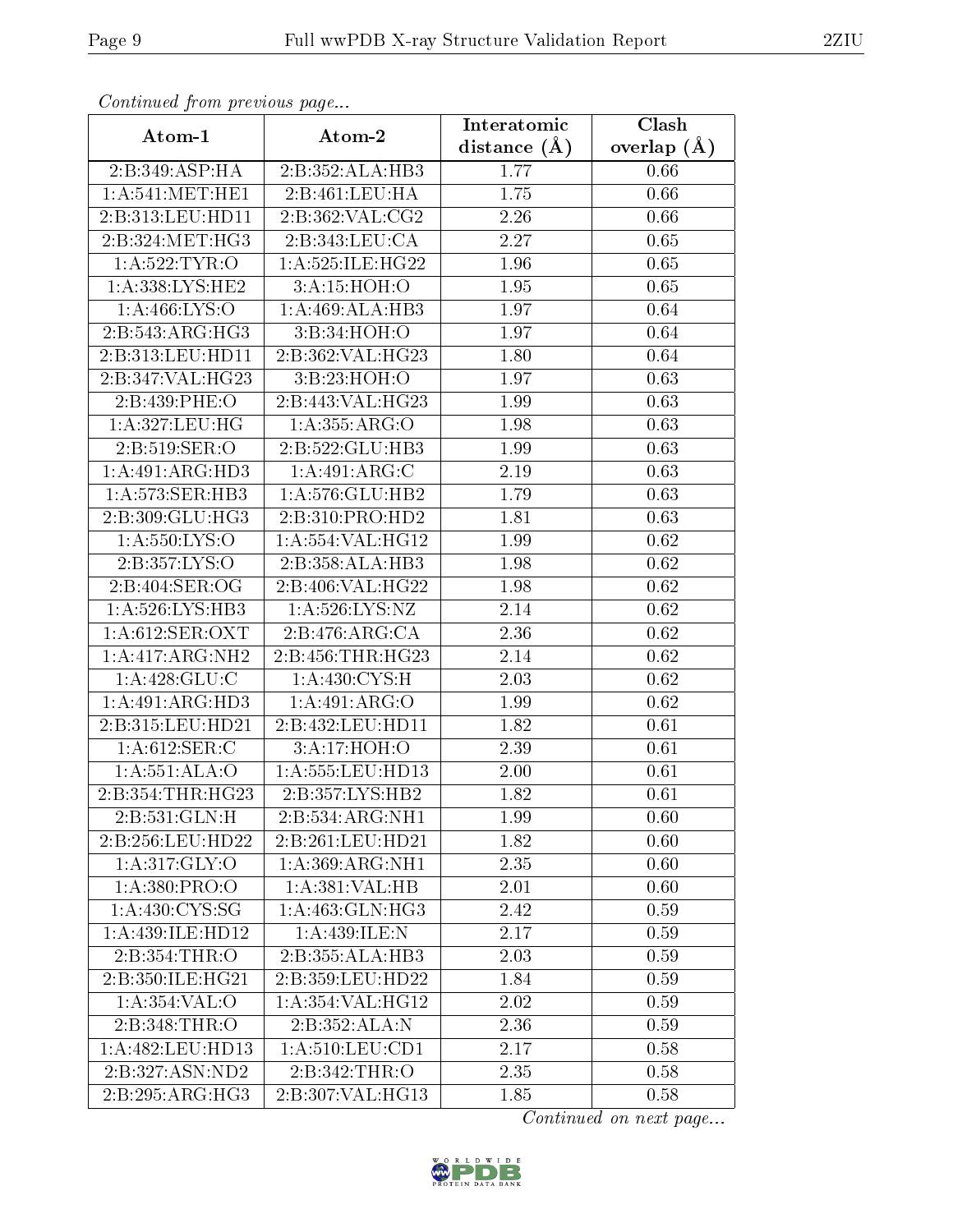*Continued from previous page...*

| Atom-1 | Atom-2 | Interatomic distance (Å) | Clash overlap (Å) |
|---|---|---|---|
| 2:B:349:ASP:HA | 2:B:352:ALA:HB3 | 1.77 | 0.66 |
| 1:A:541:MET:HE1 | 2:B:461:LEU:HA | 1.75 | 0.66 |
| 2:B:313:LEU:HD11 | 2:B:362:VAL:CG2 | 2.26 | 0.66 |
| 2:B:324:MET:HG3 | 2:B:343:LEU:CA | 2.27 | 0.65 |
| 1:A:522:TYR:O | 1:A:525:ILE:HG22 | 1.96 | 0.65 |
| 1:A:338:LYS:HE2 | 3:A:15:HOH:O | 1.95 | 0.65 |
| 1:A:466:LYS:O | 1:A:469:ALA:HB3 | 1.97 | 0.64 |
| 2:B:543:ARG:HG3 | 3:B:34:HOH:O | 1.97 | 0.64 |
| 2:B:313:LEU:HD11 | 2:B:362:VAL:HG23 | 1.80 | 0.64 |
| 2:B:347:VAL:HG23 | 3:B:23:HOH:O | 1.97 | 0.63 |
| 2:B:439:PHE:O | 2:B:443:VAL:HG23 | 1.99 | 0.63 |
| 1:A:327:LEU:HG | 1:A:355:ARG:O | 1.98 | 0.63 |
| 2:B:519:SER:O | 2:B:522:GLU:HB3 | 1.99 | 0.63 |
| 1:A:491:ARG:HD3 | 1:A:491:ARG:C | 2.19 | 0.63 |
| 1:A:573:SER:HB3 | 1:A:576:GLU:HB2 | 1.79 | 0.63 |
| 2:B:309:GLU:HG3 | 2:B:310:PRO:HD2 | 1.81 | 0.63 |
| 1:A:550:LYS:O | 1:A:554:VAL:HG12 | 1.99 | 0.62 |
| 2:B:357:LYS:O | 2:B:358:ALA:HB3 | 1.98 | 0.62 |
| 2:B:404:SER:OG | 2:B:406:VAL:HG22 | 1.98 | 0.62 |
| 1:A:526:LYS:HB3 | 1:A:526:LYS:NZ | 2.14 | 0.62 |
| 1:A:612:SER:OXT | 2:B:476:ARG:CA | 2.36 | 0.62 |
| 1:A:417:ARG:NH2 | 2:B:456:THR:HG23 | 2.14 | 0.62 |
| 1:A:428:GLU:C | 1:A:430:CYS:H | 2.03 | 0.62 |
| 1:A:491:ARG:HD3 | 1:A:491:ARG:O | 1.99 | 0.62 |
| 2:B:315:LEU:HD21 | 2:B:432:LEU:HD11 | 1.82 | 0.61 |
| 1:A:612:SER:C | 3:A:17:HOH:O | 2.39 | 0.61 |
| 1:A:551:ALA:O | 1:A:555:LEU:HD13 | 2.00 | 0.61 |
| 2:B:354:THR:HG23 | 2:B:357:LYS:HB2 | 1.82 | 0.61 |
| 2:B:531:GLN:H | 2:B:534:ARG:NH1 | 1.99 | 0.60 |
| 2:B:256:LEU:HD22 | 2:B:261:LEU:HD21 | 1.82 | 0.60 |
| 1:A:317:GLY:O | 1:A:369:ARG:NH1 | 2.35 | 0.60 |
| 1:A:380:PRO:O | 1:A:381:VAL:HB | 2.01 | 0.60 |
| 1:A:430:CYS:SG | 1:A:463:GLN:HG3 | 2.42 | 0.59 |
| 1:A:439:ILE:HD12 | 1:A:439:ILE:N | 2.17 | 0.59 |
| 2:B:354:THR:O | 2:B:355:ALA:HB3 | 2.03 | 0.59 |
| 2:B:350:ILE:HG21 | 2:B:359:LEU:HD22 | 1.84 | 0.59 |
| 1:A:354:VAL:O | 1:A:354:VAL:HG12 | 2.02 | 0.59 |
| 2:B:348:THR:O | 2:B:352:ALA:N | 2.36 | 0.59 |
| 1:A:482:LEU:HD13 | 1:A:510:LEU:CD1 | 2.17 | 0.58 |
| 2:B:327:ASN:ND2 | 2:B:342:THR:O | 2.35 | 0.58 |
| 2:B:295:ARG:HG3 | 2:B:307:VAL:HG13 | 1.85 | 0.58 |

*Continued on next page...*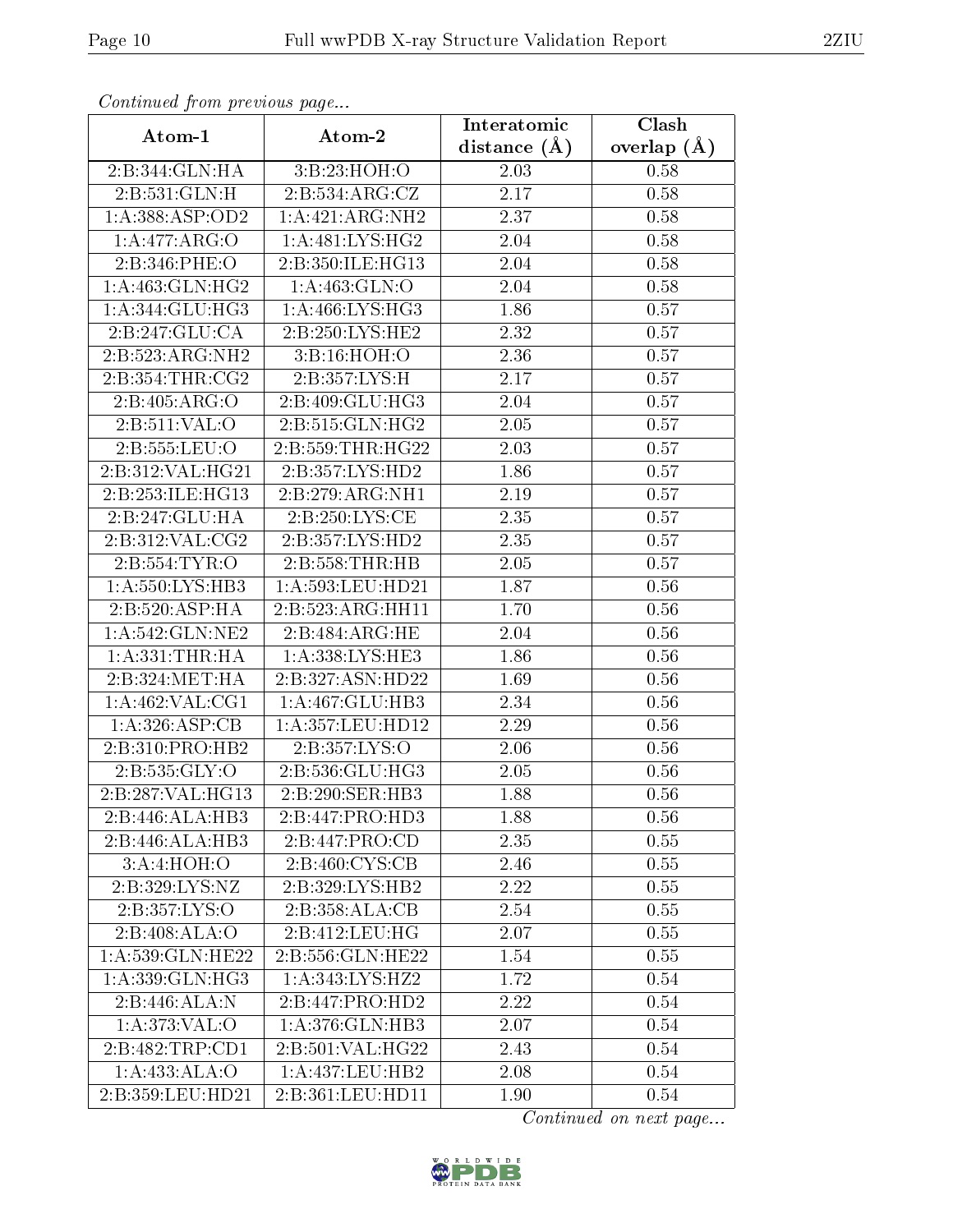*Continued from previous page...*

| Atom-1 | Atom-2 | Interatomic distance (Å) | Clash overlap (Å) |
|---|---|---|---|
| 2:B:344:GLN:HA | 3:B:23:HOH:O | 2.03 | 0.58 |
| 2:B:531:GLN:H | 2:B:534:ARG:CZ | 2.17 | 0.58 |
| 1:A:388:ASP:OD2 | 1:A:421:ARG:NH2 | 2.37 | 0.58 |
| 1:A:477:ARG:O | 1:A:481:LYS:HG2 | 2.04 | 0.58 |
| 2:B:346:PHE:O | 2:B:350:ILE:HG13 | 2.04 | 0.58 |
| 1:A:463:GLN:HG2 | 1:A:463:GLN:O | 2.04 | 0.58 |
| 1:A:344:GLU:HG3 | 1:A:466:LYS:HG3 | 1.86 | 0.57 |
| 2:B:247:GLU:CA | 2:B:250:LYS:HE2 | 2.32 | 0.57 |
| 2:B:523:ARG:NH2 | 3:B:16:HOH:O | 2.36 | 0.57 |
| 2:B:354:THR:CG2 | 2:B:357:LYS:H | 2.17 | 0.57 |
| 2:B:405:ARG:O | 2:B:409:GLU:HG3 | 2.04 | 0.57 |
| 2:B:511:VAL:O | 2:B:515:GLN:HG2 | 2.05 | 0.57 |
| 2:B:555:LEU:O | 2:B:559:THR:HG22 | 2.03 | 0.57 |
| 2:B:312:VAL:HG21 | 2:B:357:LYS:HD2 | 1.86 | 0.57 |
| 2:B:253:ILE:HG13 | 2:B:279:ARG:NH1 | 2.19 | 0.57 |
| 2:B:247:GLU:HA | 2:B:250:LYS:CE | 2.35 | 0.57 |
| 2:B:312:VAL:CG2 | 2:B:357:LYS:HD2 | 2.35 | 0.57 |
| 2:B:554:TYR:O | 2:B:558:THR:HB | 2.05 | 0.57 |
| 1:A:550:LYS:HB3 | 1:A:593:LEU:HD21 | 1.87 | 0.56 |
| 2:B:520:ASP:HA | 2:B:523:ARG:HH11 | 1.70 | 0.56 |
| 1:A:542:GLN:NE2 | 2:B:484:ARG:HE | 2.04 | 0.56 |
| 1:A:331:THR:HA | 1:A:338:LYS:HE3 | 1.86 | 0.56 |
| 2:B:324:MET:HA | 2:B:327:ASN:HD22 | 1.69 | 0.56 |
| 1:A:462:VAL:CG1 | 1:A:467:GLU:HB3 | 2.34 | 0.56 |
| 1:A:326:ASP:CB | 1:A:357:LEU:HD12 | 2.29 | 0.56 |
| 2:B:310:PRO:HB2 | 2:B:357:LYS:O | 2.06 | 0.56 |
| 2:B:535:GLY:O | 2:B:536:GLU:HG3 | 2.05 | 0.56 |
| 2:B:287:VAL:HG13 | 2:B:290:SER:HB3 | 1.88 | 0.56 |
| 2:B:446:ALA:HB3 | 2:B:447:PRO:HD3 | 1.88 | 0.56 |
| 2:B:446:ALA:HB3 | 2:B:447:PRO:CD | 2.35 | 0.55 |
| 3:A:4:HOH:O | 2:B:460:CYS:CB | 2.46 | 0.55 |
| 2:B:329:LYS:NZ | 2:B:329:LYS:HB2 | 2.22 | 0.55 |
| 2:B:357:LYS:O | 2:B:358:ALA:CB | 2.54 | 0.55 |
| 2:B:408:ALA:O | 2:B:412:LEU:HG | 2.07 | 0.55 |
| 1:A:539:GLN:HE22 | 2:B:556:GLN:HE22 | 1.54 | 0.55 |
| 1:A:339:GLN:HG3 | 1:A:343:LYS:HZ2 | 1.72 | 0.54 |
| 2:B:446:ALA:N | 2:B:447:PRO:HD2 | 2.22 | 0.54 |
| 1:A:373:VAL:O | 1:A:376:GLN:HB3 | 2.07 | 0.54 |
| 2:B:482:TRP:CD1 | 2:B:501:VAL:HG22 | 2.43 | 0.54 |
| 1:A:433:ALA:O | 1:A:437:LEU:HB2 | 2.08 | 0.54 |
| 2:B:359:LEU:HD21 | 2:B:361:LEU:HD11 | 1.90 | 0.54 |

*Continued on next page...*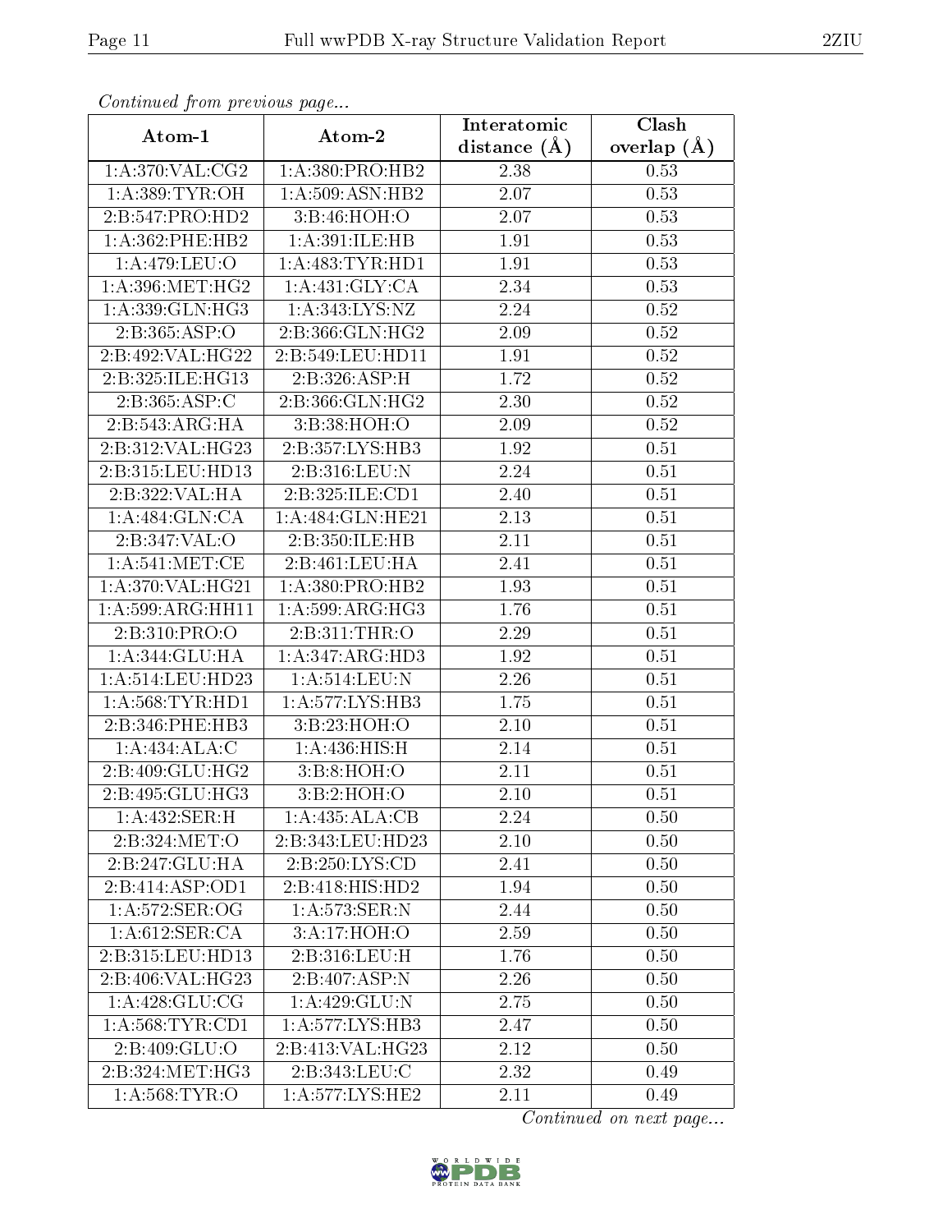*Continued from previous page...*

| Atom-1 | Atom-2 | Interatomic distance (Å) | Clash overlap (Å) |
|---|---|---|---|
| 1:A:370:VAL:CG2 | 1:A:380:PRO:HB2 | 2.38 | 0.53 |
| 1:A:389:TYR:OH | 1:A:509:ASN:HB2 | 2.07 | 0.53 |
| 2:B:547:PRO:HD2 | 3:B:46:HOH:O | 2.07 | 0.53 |
| 1:A:362:PHE:HB2 | 1:A:391:ILE:HB | 1.91 | 0.53 |
| 1:A:479:LEU:O | 1:A:483:TYR:HD1 | 1.91 | 0.53 |
| 1:A:396:MET:HG2 | 1:A:431:GLY:CA | 2.34 | 0.53 |
| 1:A:339:GLN:HG3 | 1:A:343:LYS:NZ | 2.24 | 0.52 |
| 2:B:365:ASP:O | 2:B:366:GLN:HG2 | 2.09 | 0.52 |
| 2:B:492:VAL:HG22 | 2:B:549:LEU:HD11 | 1.91 | 0.52 |
| 2:B:325:ILE:HG13 | 2:B:326:ASP:H | 1.72 | 0.52 |
| 2:B:365:ASP:C | 2:B:366:GLN:HG2 | 2.30 | 0.52 |
| 2:B:543:ARG:HA | 3:B:38:HOH:O | 2.09 | 0.52 |
| 2:B:312:VAL:HG23 | 2:B:357:LYS:HB3 | 1.92 | 0.51 |
| 2:B:315:LEU:HD13 | 2:B:316:LEU:N | 2.24 | 0.51 |
| 2:B:322:VAL:HA | 2:B:325:ILE:CD1 | 2.40 | 0.51 |
| 1:A:484:GLN:CA | 1:A:484:GLN:HE21 | 2.13 | 0.51 |
| 2:B:347:VAL:O | 2:B:350:ILE:HB | 2.11 | 0.51 |
| 1:A:541:MET:CE | 2:B:461:LEU:HA | 2.41 | 0.51 |
| 1:A:370:VAL:HG21 | 1:A:380:PRO:HB2 | 1.93 | 0.51 |
| 1:A:599:ARG:HH11 | 1:A:599:ARG:HG3 | 1.76 | 0.51 |
| 2:B:310:PRO:O | 2:B:311:THR:O | 2.29 | 0.51 |
| 1:A:344:GLU:HA | 1:A:347:ARG:HD3 | 1.92 | 0.51 |
| 1:A:514:LEU:HD23 | 1:A:514:LEU:N | 2.26 | 0.51 |
| 1:A:568:TYR:HD1 | 1:A:577:LYS:HB3 | 1.75 | 0.51 |
| 2:B:346:PHE:HB3 | 3:B:23:HOH:O | 2.10 | 0.51 |
| 1:A:434:ALA:C | 1:A:436:HIS:H | 2.14 | 0.51 |
| 2:B:409:GLU:HG2 | 3:B:8:HOH:O | 2.11 | 0.51 |
| 2:B:495:GLU:HG3 | 3:B:2:HOH:O | 2.10 | 0.51 |
| 1:A:432:SER:H | 1:A:435:ALA:CB | 2.24 | 0.50 |
| 2:B:324:MET:O | 2:B:343:LEU:HD23 | 2.10 | 0.50 |
| 2:B:247:GLU:HA | 2:B:250:LYS:CD | 2.41 | 0.50 |
| 2:B:414:ASP:OD1 | 2:B:418:HIS:HD2 | 1.94 | 0.50 |
| 1:A:572:SER:OG | 1:A:573:SER:N | 2.44 | 0.50 |
| 1:A:612:SER:CA | 3:A:17:HOH:O | 2.59 | 0.50 |
| 2:B:315:LEU:HD13 | 2:B:316:LEU:H | 1.76 | 0.50 |
| 2:B:406:VAL:HG23 | 2:B:407:ASP:N | 2.26 | 0.50 |
| 1:A:428:GLU:CG | 1:A:429:GLU:N | 2.75 | 0.50 |
| 1:A:568:TYR:CD1 | 1:A:577:LYS:HB3 | 2.47 | 0.50 |
| 2:B:409:GLU:O | 2:B:413:VAL:HG23 | 2.12 | 0.50 |
| 2:B:324:MET:HG3 | 2:B:343:LEU:C | 2.32 | 0.49 |
| 1:A:568:TYR:O | 1:A:577:LYS:HE2 | 2.11 | 0.49 |

*Continued on next page...*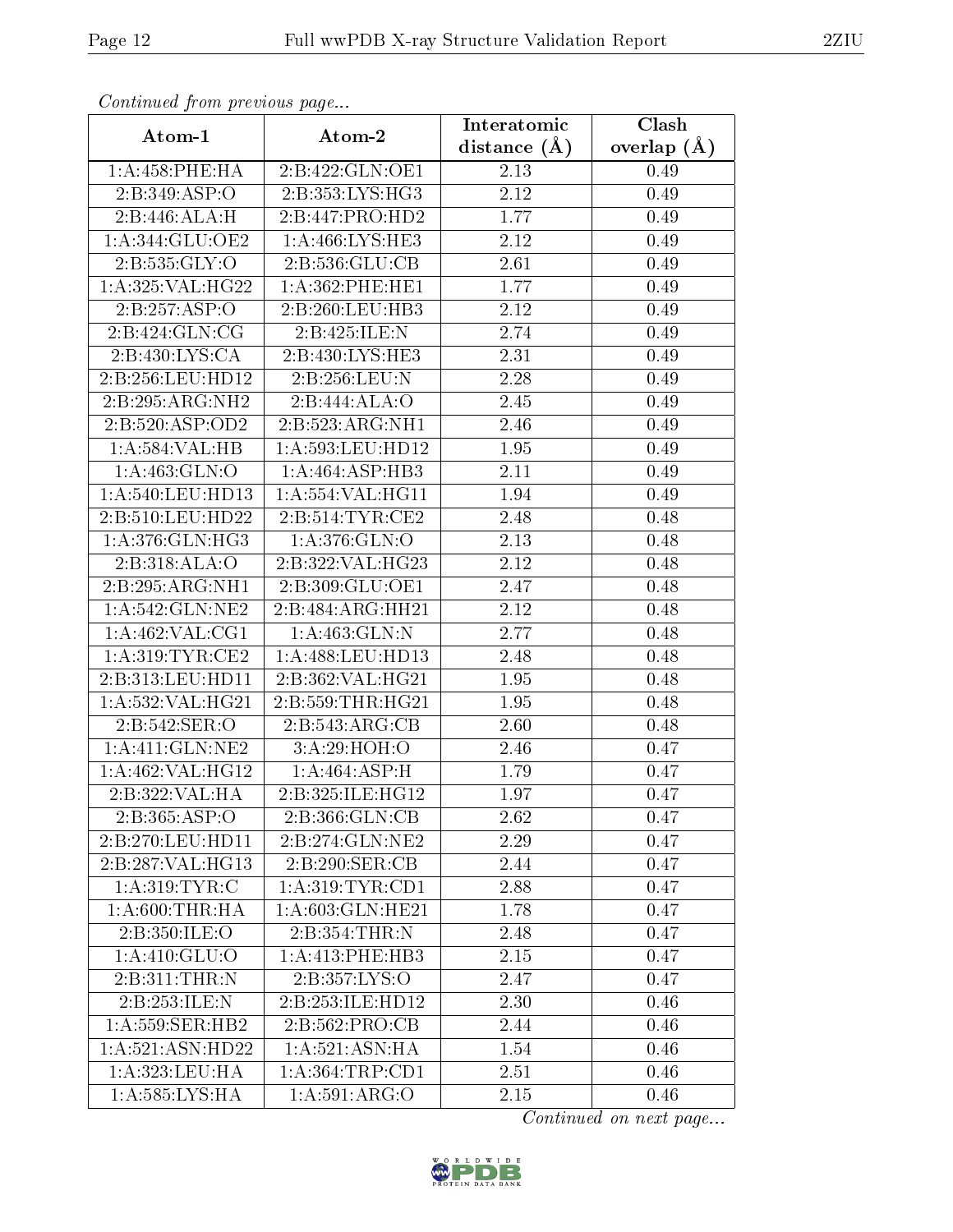*Continued from previous page...*

| Atom-1 | Atom-2 | Interatomic distance (Å) | Clash overlap (Å) |
|---|---|---|---|
| 1:A:458:PHE:HA | 2:B:422:GLN:OE1 | 2.13 | 0.49 |
| 2:B:349:ASP:O | 2:B:353:LYS:HG3 | 2.12 | 0.49 |
| 2:B:446:ALA:H | 2:B:447:PRO:HD2 | 1.77 | 0.49 |
| 1:A:344:GLU:OE2 | 1:A:466:LYS:HE3 | 2.12 | 0.49 |
| 2:B:535:GLY:O | 2:B:536:GLU:CB | 2.61 | 0.49 |
| 1:A:325:VAL:HG22 | 1:A:362:PHE:HE1 | 1.77 | 0.49 |
| 2:B:257:ASP:O | 2:B:260:LEU:HB3 | 2.12 | 0.49 |
| 2:B:424:GLN:CG | 2:B:425:ILE:N | 2.74 | 0.49 |
| 2:B:430:LYS:CA | 2:B:430:LYS:HE3 | 2.31 | 0.49 |
| 2:B:256:LEU:HD12 | 2:B:256:LEU:N | 2.28 | 0.49 |
| 2:B:295:ARG:NH2 | 2:B:444:ALA:O | 2.45 | 0.49 |
| 2:B:520:ASP:OD2 | 2:B:523:ARG:NH1 | 2.46 | 0.49 |
| 1:A:584:VAL:HB | 1:A:593:LEU:HD12 | 1.95 | 0.49 |
| 1:A:463:GLN:O | 1:A:464:ASP:HB3 | 2.11 | 0.49 |
| 1:A:540:LEU:HD13 | 1:A:554:VAL:HG11 | 1.94 | 0.49 |
| 2:B:510:LEU:HD22 | 2:B:514:TYR:CE2 | 2.48 | 0.48 |
| 1:A:376:GLN:HG3 | 1:A:376:GLN:O | 2.13 | 0.48 |
| 2:B:318:ALA:O | 2:B:322:VAL:HG23 | 2.12 | 0.48 |
| 2:B:295:ARG:NH1 | 2:B:309:GLU:OE1 | 2.47 | 0.48 |
| 1:A:542:GLN:NE2 | 2:B:484:ARG:HH21 | 2.12 | 0.48 |
| 1:A:462:VAL:CG1 | 1:A:463:GLN:N | 2.77 | 0.48 |
| 1:A:319:TYR:CE2 | 1:A:488:LEU:HD13 | 2.48 | 0.48 |
| 2:B:313:LEU:HD11 | 2:B:362:VAL:HG21 | 1.95 | 0.48 |
| 1:A:532:VAL:HG21 | 2:B:559:THR:HG21 | 1.95 | 0.48 |
| 2:B:542:SER:O | 2:B:543:ARG:CB | 2.60 | 0.48 |
| 1:A:411:GLN:NE2 | 3:A:29:HOH:O | 2.46 | 0.47 |
| 1:A:462:VAL:HG12 | 1:A:464:ASP:H | 1.79 | 0.47 |
| 2:B:322:VAL:HA | 2:B:325:ILE:HG12 | 1.97 | 0.47 |
| 2:B:365:ASP:O | 2:B:366:GLN:CB | 2.62 | 0.47 |
| 2:B:270:LEU:HD11 | 2:B:274:GLN:NE2 | 2.29 | 0.47 |
| 2:B:287:VAL:HG13 | 2:B:290:SER:CB | 2.44 | 0.47 |
| 1:A:319:TYR:C | 1:A:319:TYR:CD1 | 2.88 | 0.47 |
| 1:A:600:THR:HA | 1:A:603:GLN:HE21 | 1.78 | 0.47 |
| 2:B:350:ILE:O | 2:B:354:THR:N | 2.48 | 0.47 |
| 1:A:410:GLU:O | 1:A:413:PHE:HB3 | 2.15 | 0.47 |
| 2:B:311:THR:N | 2:B:357:LYS:O | 2.47 | 0.47 |
| 2:B:253:ILE:N | 2:B:253:ILE:HD12 | 2.30 | 0.46 |
| 1:A:559:SER:HB2 | 2:B:562:PRO:CB | 2.44 | 0.46 |
| 1:A:521:ASN:HD22 | 1:A:521:ASN:HA | 1.54 | 0.46 |
| 1:A:323:LEU:HA | 1:A:364:TRP:CD1 | 2.51 | 0.46 |
| 1:A:585:LYS:HA | 1:A:591:ARG:O | 2.15 | 0.46 |

*Continued on next page...*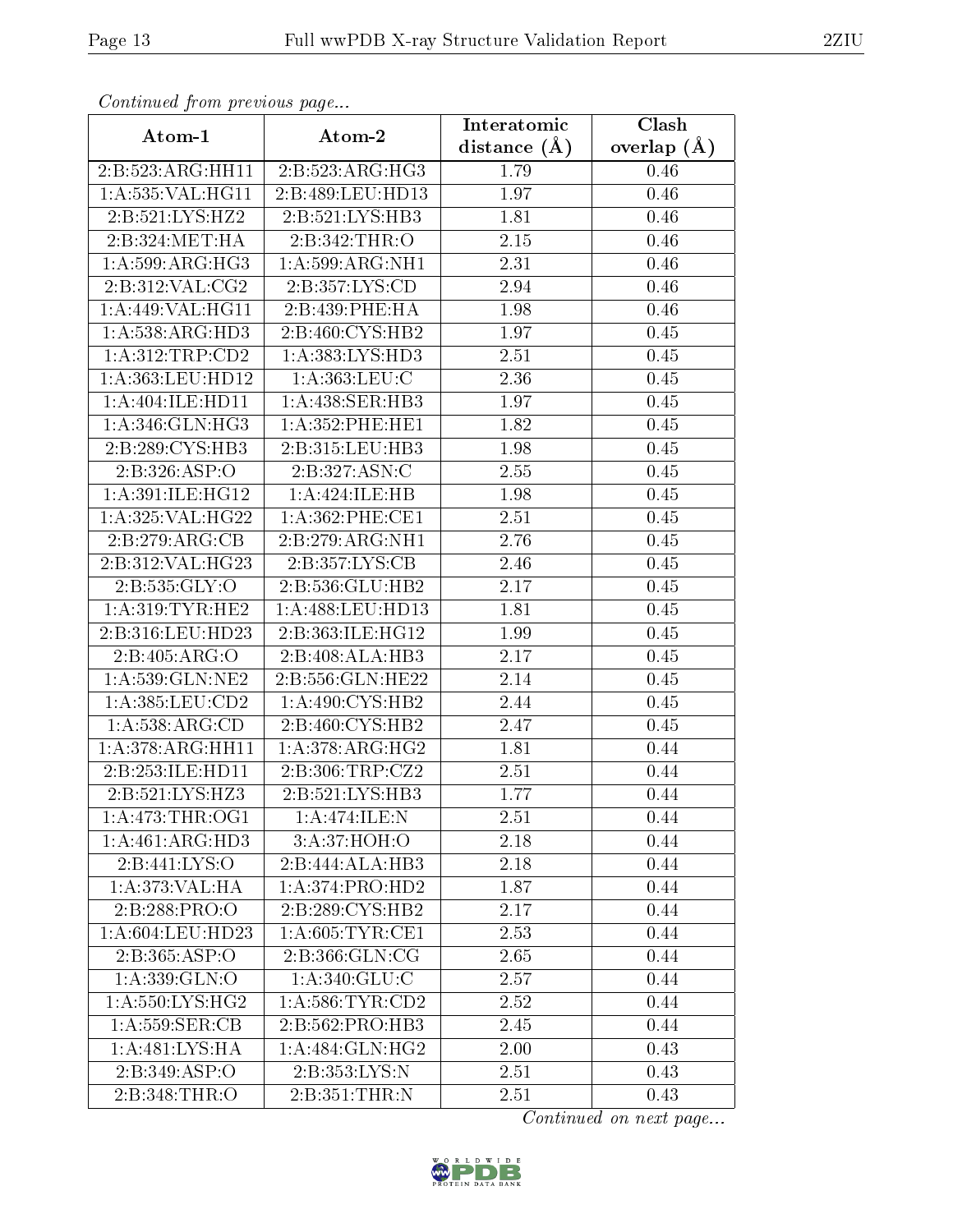*Continued from previous page...*

| Atom-1 | Atom-2 | Interatomic distance (Å) | Clash overlap (Å) |
|---|---|---|---|
| 2:B:523:ARG:HH11 | 2:B:523:ARG:HG3 | 1.79 | 0.46 |
| 1:A:535:VAL:HG11 | 2:B:489:LEU:HD13 | 1.97 | 0.46 |
| 2:B:521:LYS:HZ2 | 2:B:521:LYS:HB3 | 1.81 | 0.46 |
| 2:B:324:MET:HA | 2:B:342:THR:O | 2.15 | 0.46 |
| 1:A:599:ARG:HG3 | 1:A:599:ARG:NH1 | 2.31 | 0.46 |
| 2:B:312:VAL:CG2 | 2:B:357:LYS:CD | 2.94 | 0.46 |
| 1:A:449:VAL:HG11 | 2:B:439:PHE:HA | 1.98 | 0.46 |
| 1:A:538:ARG:HD3 | 2:B:460:CYS:HB2 | 1.97 | 0.45 |
| 1:A:312:TRP:CD2 | 1:A:383:LYS:HD3 | 2.51 | 0.45 |
| 1:A:363:LEU:HD12 | 1:A:363:LEU:C | 2.36 | 0.45 |
| 1:A:404:ILE:HD11 | 1:A:438:SER:HB3 | 1.97 | 0.45 |
| 1:A:346:GLN:HG3 | 1:A:352:PHE:HE1 | 1.82 | 0.45 |
| 2:B:289:CYS:HB3 | 2:B:315:LEU:HB3 | 1.98 | 0.45 |
| 2:B:326:ASP:O | 2:B:327:ASN:C | 2.55 | 0.45 |
| 1:A:391:ILE:HG12 | 1:A:424:ILE:HB | 1.98 | 0.45 |
| 1:A:325:VAL:HG22 | 1:A:362:PHE:CE1 | 2.51 | 0.45 |
| 2:B:279:ARG:CB | 2:B:279:ARG:NH1 | 2.76 | 0.45 |
| 2:B:312:VAL:HG23 | 2:B:357:LYS:CB | 2.46 | 0.45 |
| 2:B:535:GLY:O | 2:B:536:GLU:HB2 | 2.17 | 0.45 |
| 1:A:319:TYR:HE2 | 1:A:488:LEU:HD13 | 1.81 | 0.45 |
| 2:B:316:LEU:HD23 | 2:B:363:ILE:HG12 | 1.99 | 0.45 |
| 2:B:405:ARG:O | 2:B:408:ALA:HB3 | 2.17 | 0.45 |
| 1:A:539:GLN:NE2 | 2:B:556:GLN:HE22 | 2.14 | 0.45 |
| 1:A:385:LEU:CD2 | 1:A:490:CYS:HB2 | 2.44 | 0.45 |
| 1:A:538:ARG:CD | 2:B:460:CYS:HB2 | 2.47 | 0.45 |
| 1:A:378:ARG:HH11 | 1:A:378:ARG:HG2 | 1.81 | 0.44 |
| 2:B:253:ILE:HD11 | 2:B:306:TRP:CZ2 | 2.51 | 0.44 |
| 2:B:521:LYS:HZ3 | 2:B:521:LYS:HB3 | 1.77 | 0.44 |
| 1:A:473:THR:OG1 | 1:A:474:ILE:N | 2.51 | 0.44 |
| 1:A:461:ARG:HD3 | 3:A:37:HOH:O | 2.18 | 0.44 |
| 2:B:441:LYS:O | 2:B:444:ALA:HB3 | 2.18 | 0.44 |
| 1:A:373:VAL:HA | 1:A:374:PRO:HD2 | 1.87 | 0.44 |
| 2:B:288:PRO:O | 2:B:289:CYS:HB2 | 2.17 | 0.44 |
| 1:A:604:LEU:HD23 | 1:A:605:TYR:CE1 | 2.53 | 0.44 |
| 2:B:365:ASP:O | 2:B:366:GLN:CG | 2.65 | 0.44 |
| 1:A:339:GLN:O | 1:A:340:GLU:C | 2.57 | 0.44 |
| 1:A:550:LYS:HG2 | 1:A:586:TYR:CD2 | 2.52 | 0.44 |
| 1:A:559:SER:CB | 2:B:562:PRO:HB3 | 2.45 | 0.44 |
| 1:A:481:LYS:HA | 1:A:484:GLN:HG2 | 2.00 | 0.43 |
| 2:B:349:ASP:O | 2:B:353:LYS:N | 2.51 | 0.43 |
| 2:B:348:THR:O | 2:B:351:THR:N | 2.51 | 0.43 |

*Continued on next page...*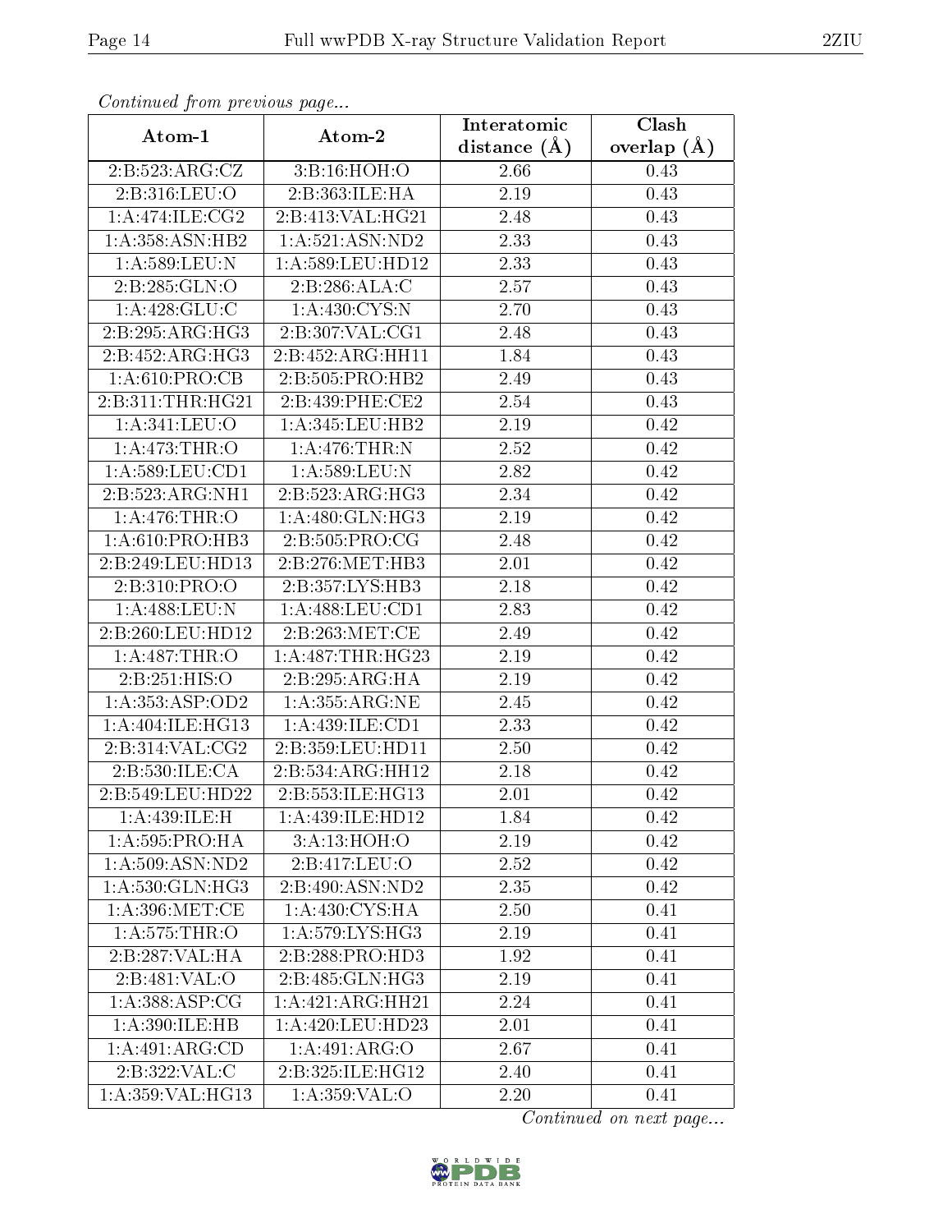*Continued from previous page...*

| Atom-1 | Atom-2 | Interatomic distance (Å) | Clash overlap (Å) |
|---|---|---|---|
| 2:B:523:ARG:CZ | 3:B:16:HOH:O | 2.66 | 0.43 |
| 2:B:316:LEU:O | 2:B:363:ILE:HA | 2.19 | 0.43 |
| 1:A:474:ILE:CG2 | 2:B:413:VAL:HG21 | 2.48 | 0.43 |
| 1:A:358:ASN:HB2 | 1:A:521:ASN:ND2 | 2.33 | 0.43 |
| 1:A:589:LEU:N | 1:A:589:LEU:HD12 | 2.33 | 0.43 |
| 2:B:285:GLN:O | 2:B:286:ALA:C | 2.57 | 0.43 |
| 1:A:428:GLU:C | 1:A:430:CYS:N | 2.70 | 0.43 |
| 2:B:295:ARG:HG3 | 2:B:307:VAL:CG1 | 2.48 | 0.43 |
| 2:B:452:ARG:HG3 | 2:B:452:ARG:HH11 | 1.84 | 0.43 |
| 1:A:610:PRO:CB | 2:B:505:PRO:HB2 | 2.49 | 0.43 |
| 2:B:311:THR:HG21 | 2:B:439:PHE:CE2 | 2.54 | 0.43 |
| 1:A:341:LEU:O | 1:A:345:LEU:HB2 | 2.19 | 0.42 |
| 1:A:473:THR:O | 1:A:476:THR:N | 2.52 | 0.42 |
| 1:A:589:LEU:CD1 | 1:A:589:LEU:N | 2.82 | 0.42 |
| 2:B:523:ARG:NH1 | 2:B:523:ARG:HG3 | 2.34 | 0.42 |
| 1:A:476:THR:O | 1:A:480:GLN:HG3 | 2.19 | 0.42 |
| 1:A:610:PRO:HB3 | 2:B:505:PRO:CG | 2.48 | 0.42 |
| 2:B:249:LEU:HD13 | 2:B:276:MET:HB3 | 2.01 | 0.42 |
| 2:B:310:PRO:O | 2:B:357:LYS:HB3 | 2.18 | 0.42 |
| 1:A:488:LEU:N | 1:A:488:LEU:CD1 | 2.83 | 0.42 |
| 2:B:260:LEU:HD12 | 2:B:263:MET:CE | 2.49 | 0.42 |
| 1:A:487:THR:O | 1:A:487:THR:HG23 | 2.19 | 0.42 |
| 2:B:251:HIS:O | 2:B:295:ARG:HA | 2.19 | 0.42 |
| 1:A:353:ASP:OD2 | 1:A:355:ARG:NE | 2.45 | 0.42 |
| 1:A:404:ILE:HG13 | 1:A:439:ILE:CD1 | 2.33 | 0.42 |
| 2:B:314:VAL:CG2 | 2:B:359:LEU:HD11 | 2.50 | 0.42 |
| 2:B:530:ILE:CA | 2:B:534:ARG:HH12 | 2.18 | 0.42 |
| 2:B:549:LEU:HD22 | 2:B:553:ILE:HG13 | 2.01 | 0.42 |
| 1:A:439:ILE:H | 1:A:439:ILE:HD12 | 1.84 | 0.42 |
| 1:A:595:PRO:HA | 3:A:13:HOH:O | 2.19 | 0.42 |
| 1:A:509:ASN:ND2 | 2:B:417:LEU:O | 2.52 | 0.42 |
| 1:A:530:GLN:HG3 | 2:B:490:ASN:ND2 | 2.35 | 0.42 |
| 1:A:396:MET:CE | 1:A:430:CYS:HA | 2.50 | 0.41 |
| 1:A:575:THR:O | 1:A:579:LYS:HG3 | 2.19 | 0.41 |
| 2:B:287:VAL:HA | 2:B:288:PRO:HD3 | 1.92 | 0.41 |
| 2:B:481:VAL:O | 2:B:485:GLN:HG3 | 2.19 | 0.41 |
| 1:A:388:ASP:CG | 1:A:421:ARG:HH21 | 2.24 | 0.41 |
| 1:A:390:ILE:HB | 1:A:420:LEU:HD23 | 2.01 | 0.41 |
| 1:A:491:ARG:CD | 1:A:491:ARG:O | 2.67 | 0.41 |
| 2:B:322:VAL:C | 2:B:325:ILE:HG12 | 2.40 | 0.41 |
| 1:A:359:VAL:HG13 | 1:A:359:VAL:O | 2.20 | 0.41 |

*Continued on next page...*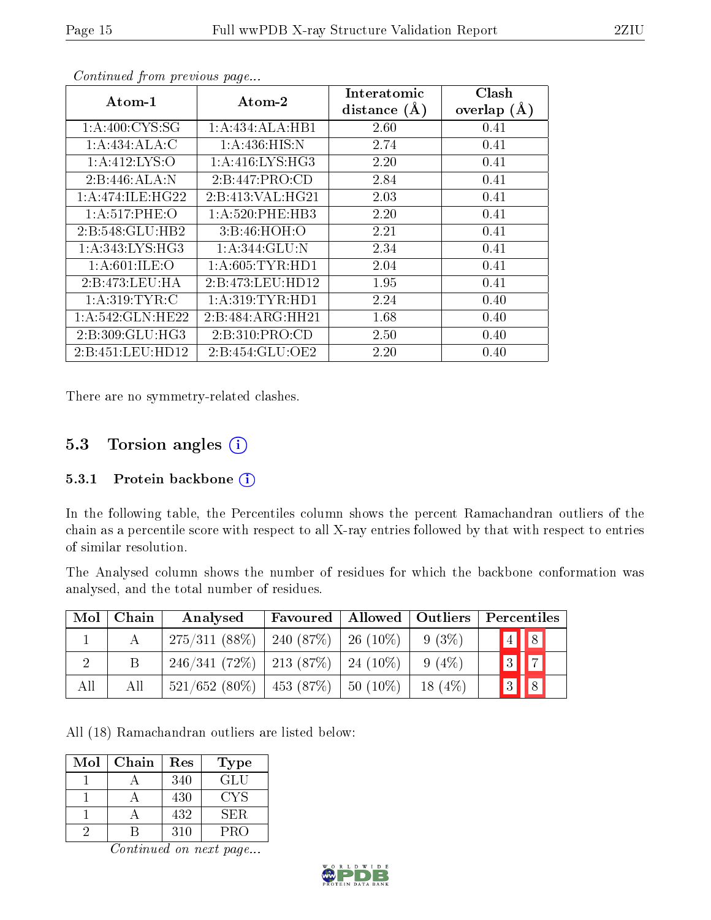*Continued from previous page...*

| Atom-1 | Atom-2 | Interatomic distance (Å) | Clash overlap (Å) |
|---|---|---|---|
| 1:A:400:CYS:SG | 1:A:434:ALA:HB1 | 2.60 | 0.41 |
| 1:A:434:ALA:C | 1:A:436:HIS:N | 2.74 | 0.41 |
| 1:A:412:LYS:O | 1:A:416:LYS:HG3 | 2.20 | 0.41 |
| 2:B:446:ALA:N | 2:B:447:PRO:CD | 2.84 | 0.41 |
| 1:A:474:ILE:HG22 | 2:B:413:VAL:HG21 | 2.03 | 0.41 |
| 1:A:517:PHE:O | 1:A:520:PHE:HB3 | 2.20 | 0.41 |
| 2:B:548:GLU:HB2 | 3:B:46:HOH:O | 2.21 | 0.41 |
| 1:A:343:LYS:HG3 | 1:A:344:GLU:N | 2.34 | 0.41 |
| 1:A:601:ILE:O | 1:A:605:TYR:HD1 | 2.04 | 0.41 |
| 2:B:473:LEU:HA | 2:B:473:LEU:HD12 | 1.95 | 0.41 |
| 1:A:319:TYR:C | 1:A:319:TYR:HD1 | 2.24 | 0.40 |
| 1:A:542:GLN:HE22 | 2:B:484:ARG:HH21 | 1.68 | 0.40 |
| 2:B:309:GLU:HG3 | 2:B:310:PRO:CD | 2.50 | 0.40 |
| 2:B:451:LEU:HD12 | 2:B:454:GLU:OE2 | 2.20 | 0.40 |

There are no symmetry-related clashes.

## 5.3 Torsion angles

### 5.3.1 Protein backbone

In the following table, the Percentiles column shows the percent Ramachandran outliers of the chain as a percentile score with respect to all X-ray entries followed by that with respect to entries of similar resolution.

The Analysed column shows the number of residues for which the backbone conformation was analysed, and the total number of residues.

| Mol | Chain | Analysed | Favoured | Allowed | Outliers | Percentiles | |
|---|---|---|---|---|---|---|---|
| 1 | A | 275/311 (88%) | 240 (87%) | 26 (10%) | 9 (3%) | 4 | 8 |
| 2 | B | 246/341 (72%) | 213 (87%) | 24 (10%) | 9 (4%) | 3 | 7 |
| All | All | 521/652 (80%) | 453 (87%) | 50 (10%) | 18 (4%) | 3 | 8 |

All (18) Ramachandran outliers are listed below:

| Mol | Chain | Res | Type |
|---|---|---|---|
| 1 | A | 340 | GLU |
| 1 | A | 430 | CYS |
| 1 | A | 432 | SER |
| 2 | B | 310 | PRO |

*Continued on next page...*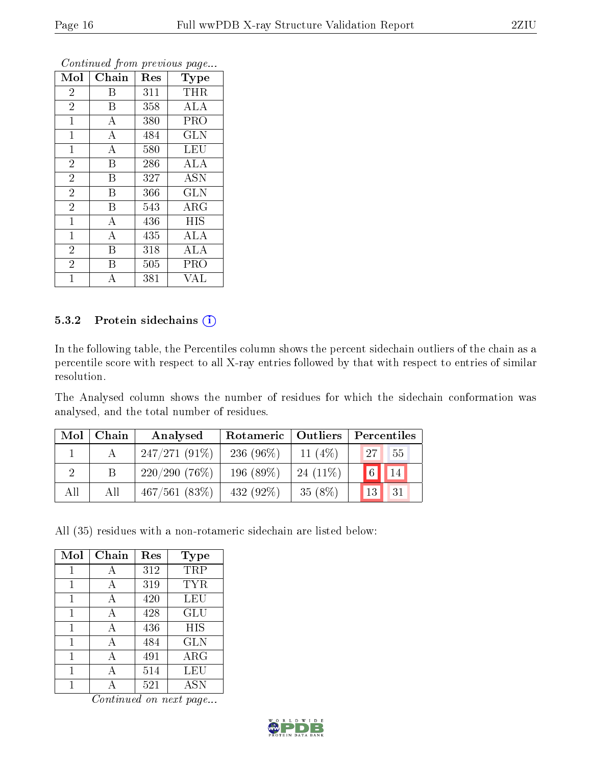*Continued from previous page...*

| Mol | Chain | Res | Type |
|---|---|---|---|
| 2 | B | 311 | THR |
| 2 | B | 358 | ALA |
| 1 | A | 380 | PRO |
| 1 | A | 484 | GLN |
| 1 | A | 580 | LEU |
| 2 | B | 286 | ALA |
| 2 | B | 327 | ASN |
| 2 | B | 366 | GLN |
| 2 | B | 543 | ARG |
| 1 | A | 436 | HIS |
| 1 | A | 435 | ALA |
| 2 | B | 318 | ALA |
| 2 | B | 505 | PRO |
| 1 | A | 381 | VAL |

### 5.3.2 Protein sidechains

In the following table, the Percentiles column shows the percent sidechain outliers of the chain as a percentile score with respect to all X-ray entries followed by that with respect to entries of similar resolution.

The Analysed column shows the number of residues for which the sidechain conformation was analysed, and the total number of residues.

| Mol | Chain | Analysed | Rotameric | Outliers | Percentiles | |
|---|---|---|---|---|---|---|
| 1 | A | 247/271 (91%) | 236 (96%) | 11 (4%) | 27 | 55 |
| 2 | B | 220/290 (76%) | 196 (89%) | 24 (11%) | 6 | 14 |
| All | All | 467/561 (83%) | 432 (92%) | 35 (8%) | 13 | 31 |

All (35) residues with a non-rotameric sidechain are listed below:

| Mol | Chain | Res | Type |
|---|---|---|---|
| 1 | A | 312 | TRP |
| 1 | A | 319 | TYR |
| 1 | A | 420 | LEU |
| 1 | A | 428 | GLU |
| 1 | A | 436 | HIS |
| 1 | A | 484 | GLN |
| 1 | A | 491 | ARG |
| 1 | A | 514 | LEU |
| 1 | A | 521 | ASN |

*Continued on next page...*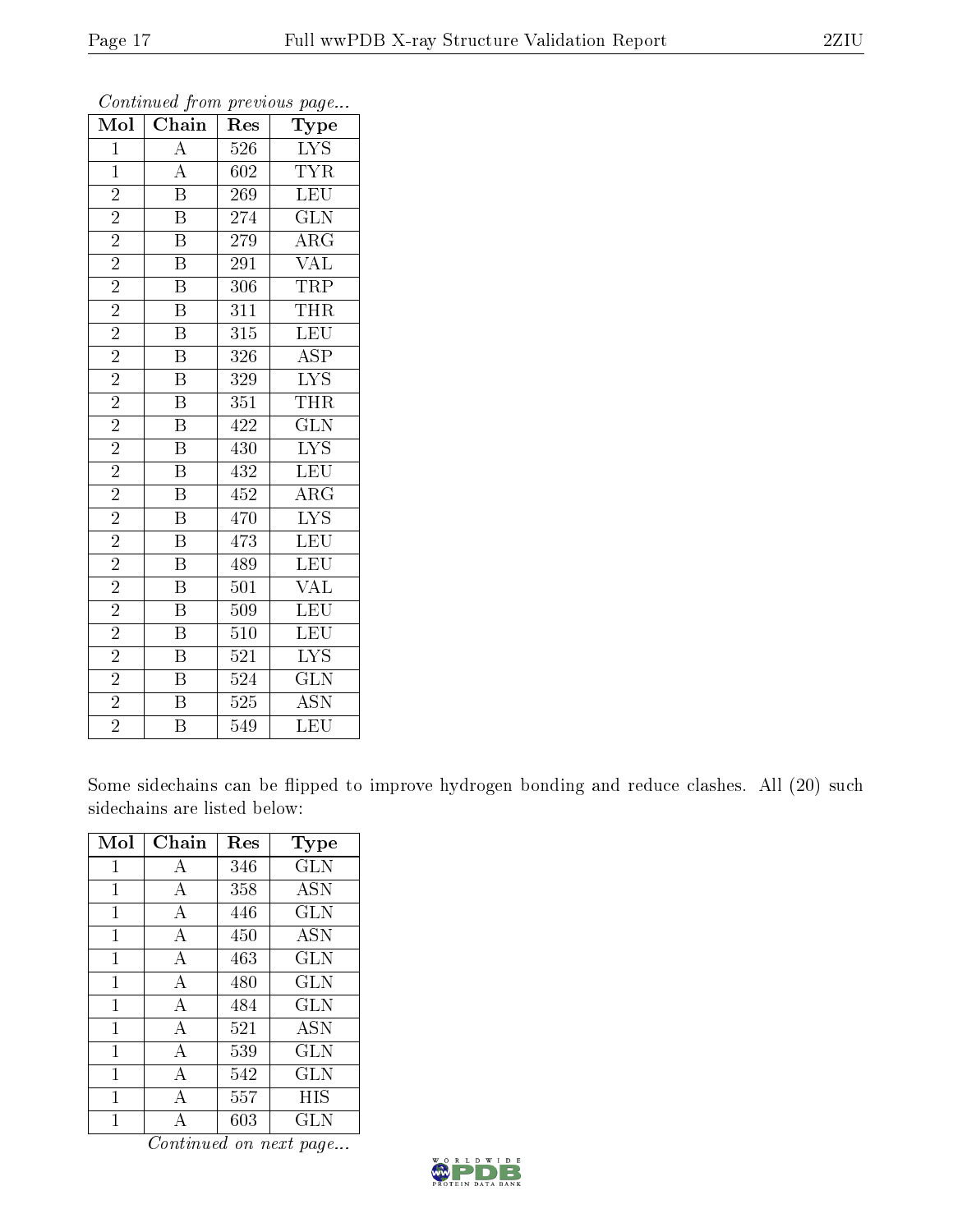*Continued from previous page...*

| Mol | Chain | Res | Type |
| --- | --- | --- | --- |
| 1 | A | 526 | LYS |
| 1 | A | 602 | TYR |
| 2 | B | 269 | LEU |
| 2 | B | 274 | GLN |
| 2 | B | 279 | ARG |
| 2 | B | 291 | VAL |
| 2 | B | 306 | TRP |
| 2 | B | 311 | THR |
| 2 | B | 315 | LEU |
| 2 | B | 326 | ASP |
| 2 | B | 329 | LYS |
| 2 | B | 351 | THR |
| 2 | B | 422 | GLN |
| 2 | B | 430 | LYS |
| 2 | B | 432 | LEU |
| 2 | B | 452 | ARG |
| 2 | B | 470 | LYS |
| 2 | B | 473 | LEU |
| 2 | B | 489 | LEU |
| 2 | B | 501 | VAL |
| 2 | B | 509 | LEU |
| 2 | B | 510 | LEU |
| 2 | B | 521 | LYS |
| 2 | B | 524 | GLN |
| 2 | B | 525 | ASN |
| 2 | B | 549 | LEU |

Some sidechains can be flipped to improve hydrogen bonding and reduce clashes. All (20) such sidechains are listed below:

| Mol | Chain | Res | Type |
| --- | --- | --- | --- |
| 1 | A | 346 | GLN |
| 1 | A | 358 | ASN |
| 1 | A | 446 | GLN |
| 1 | A | 450 | ASN |
| 1 | A | 463 | GLN |
| 1 | A | 480 | GLN |
| 1 | A | 484 | GLN |
| 1 | A | 521 | ASN |
| 1 | A | 539 | GLN |
| 1 | A | 542 | GLN |
| 1 | A | 557 | HIS |
| 1 | A | 603 | GLN |

*Continued on next page...*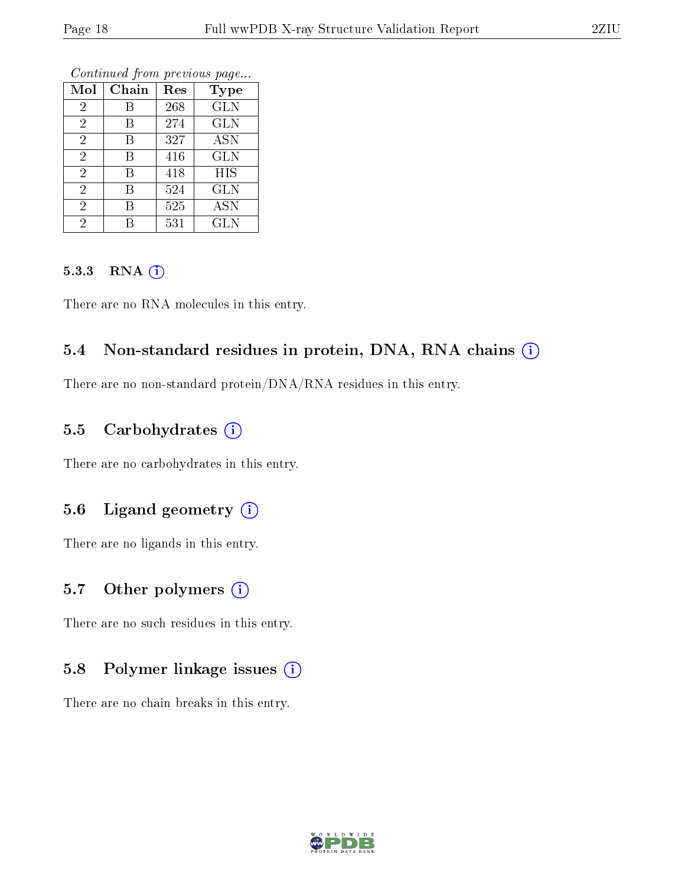*Continued from previous page...*

| Mol | Chain | Res | Type |
|---|---|---|---|
| 2 | B | 268 | GLN |
| 2 | B | 274 | GLN |
| 2 | B | 327 | ASN |
| 2 | B | 416 | GLN |
| 2 | B | 418 | HIS |
| 2 | B | 524 | GLN |
| 2 | B | 525 | ASN |
| 2 | B | 531 | GLN |

#### 5.3.3 RNA

There are no RNA molecules in this entry.

### 5.4 Non-standard residues in protein, DNA, RNA chains

There are no non-standard protein/DNA/RNA residues in this entry.

### 5.5 Carbohydrates

There are no carbohydrates in this entry.

### 5.6 Ligand geometry

There are no ligands in this entry.

### 5.7 Other polymers

There are no such residues in this entry.

### 5.8 Polymer linkage issues

There are no chain breaks in this entry.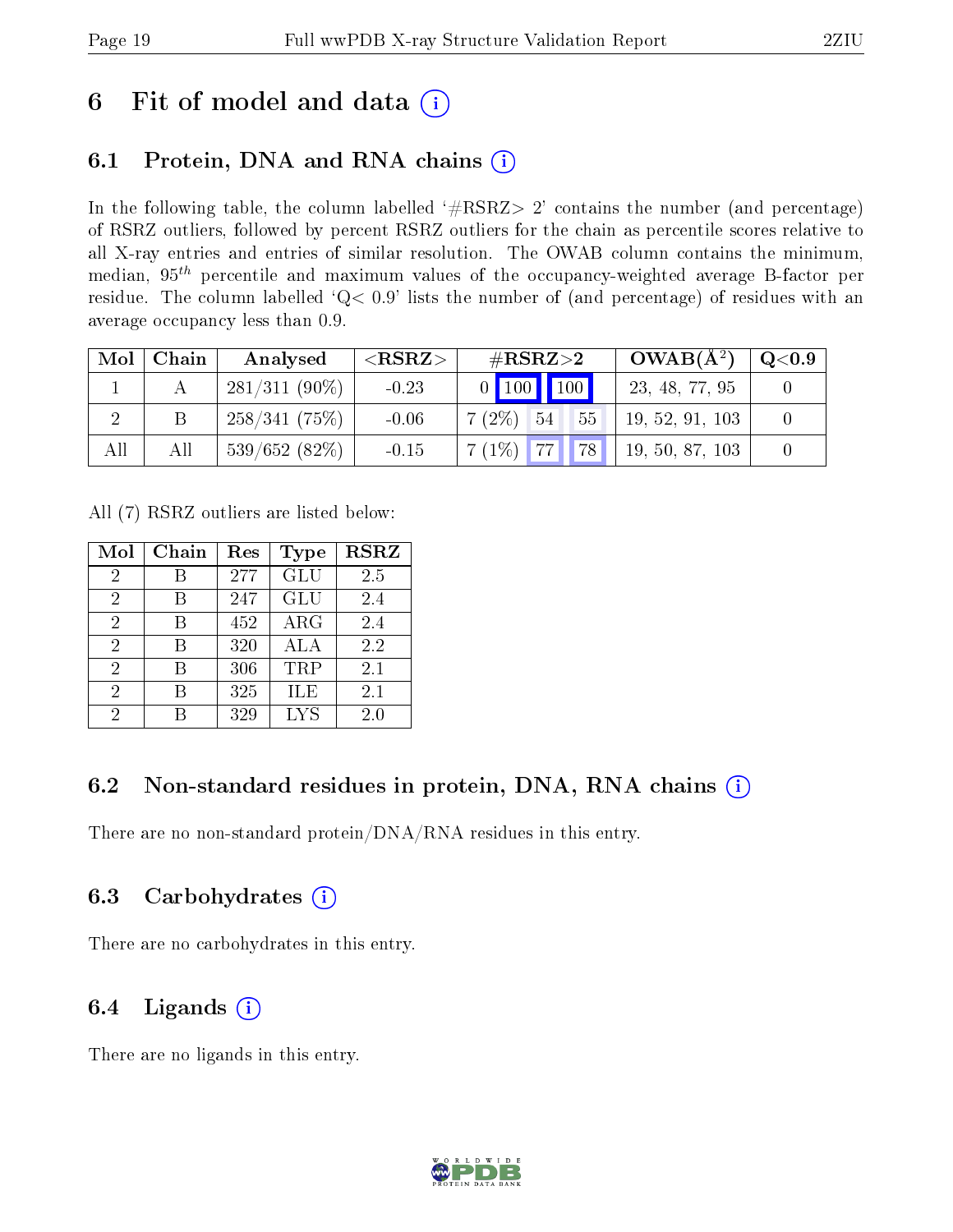# 6 Fit of model and data

## 6.1 Protein, DNA and RNA chains

In the following table, the column labelled '#RSRZ> 2' contains the number (and percentage) of RSRZ outliers, followed by percent RSRZ outliers for the chain as percentile scores relative to all X-ray entries and entries of similar resolution. The OWAB column contains the minimum, median, $95^{th}$ percentile and maximum values of the occupancy-weighted average B-factor per residue. The column labelled 'Q< 0.9' lists the number of (and percentage) of residues with an average occupancy less than 0.9.

| Mol | Chain | Analysed | <RSRZ> | #RSRZ>2 | | | OWAB(Å$^2$) | Q<0.9 |
|---|---|---|---|---|---|---|---|---|
| 1 | A | 281/311 (90%) | -0.23 | 0 | 100 | 100 | 23, 48, 77, 95 | 0 |
| 2 | B | 258/341 (75%) | -0.06 | 7 (2%) | 54 | 55 | 19, 52, 91, 103 | 0 |
| All | All | 539/652 (82%) | -0.15 | 7 (1%) | 77 | 78 | 19, 50, 87, 103 | 0 |

All (7) RSRZ outliers are listed below:

| Mol | Chain | Res | Type | RSRZ |
|---|---|---|---|---|
| 2 | B | 277 | GLU | 2.5 |
| 2 | B | 247 | GLU | 2.4 |
| 2 | B | 452 | ARG | 2.4 |
| 2 | B | 320 | ALA | 2.2 |
| 2 | B | 306 | TRP | 2.1 |
| 2 | B | 325 | ILE | 2.1 |
| 2 | B | 329 | LYS | 2.0 |

## 6.2 Non-standard residues in protein, DNA, RNA chains

There are no non-standard protein/DNA/RNA residues in this entry.

## 6.3 Carbohydrates

There are no carbohydrates in this entry.

## 6.4 Ligands

There are no ligands in this entry.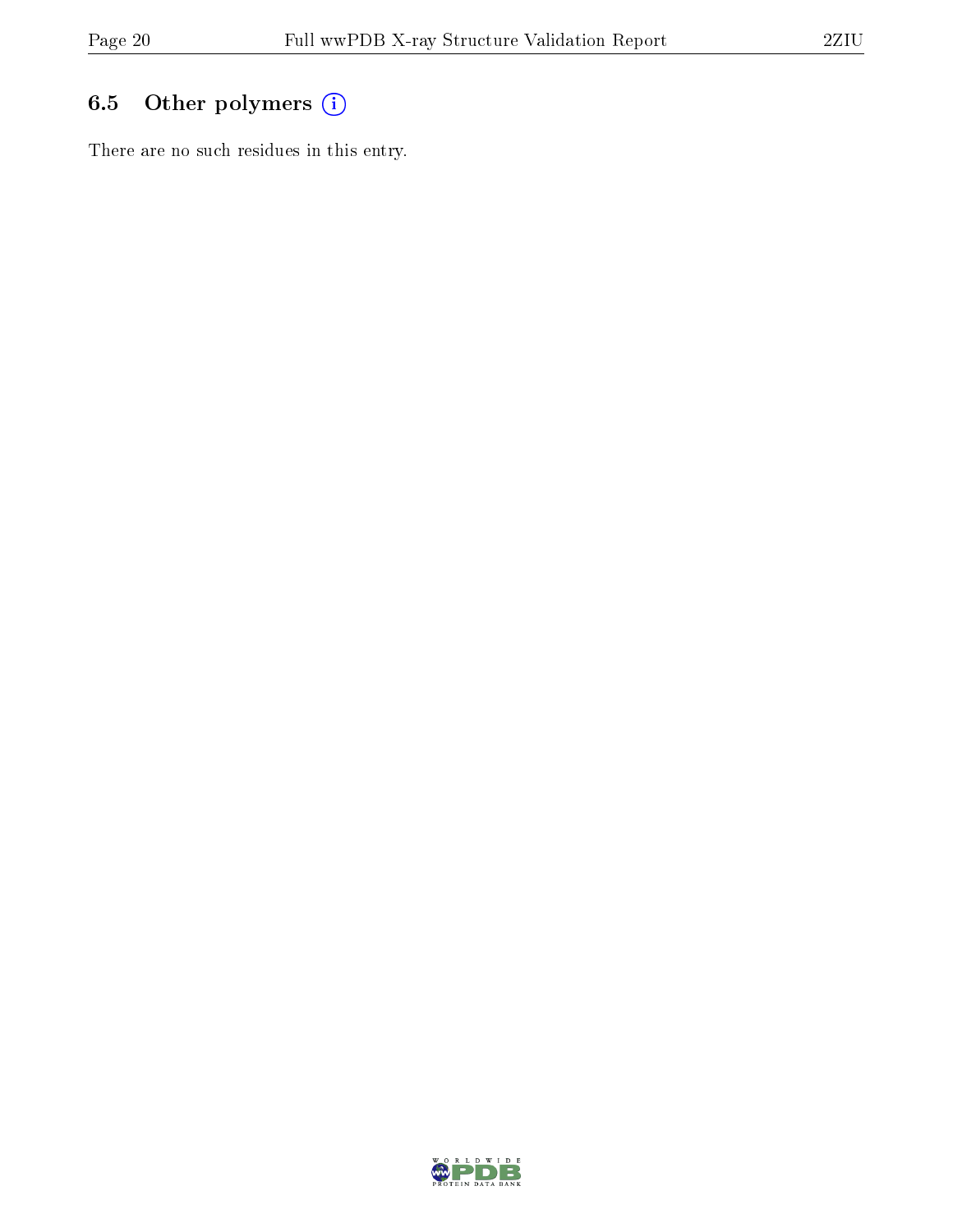### 6.5 Other polymers (i)

There are no such residues in this entry.